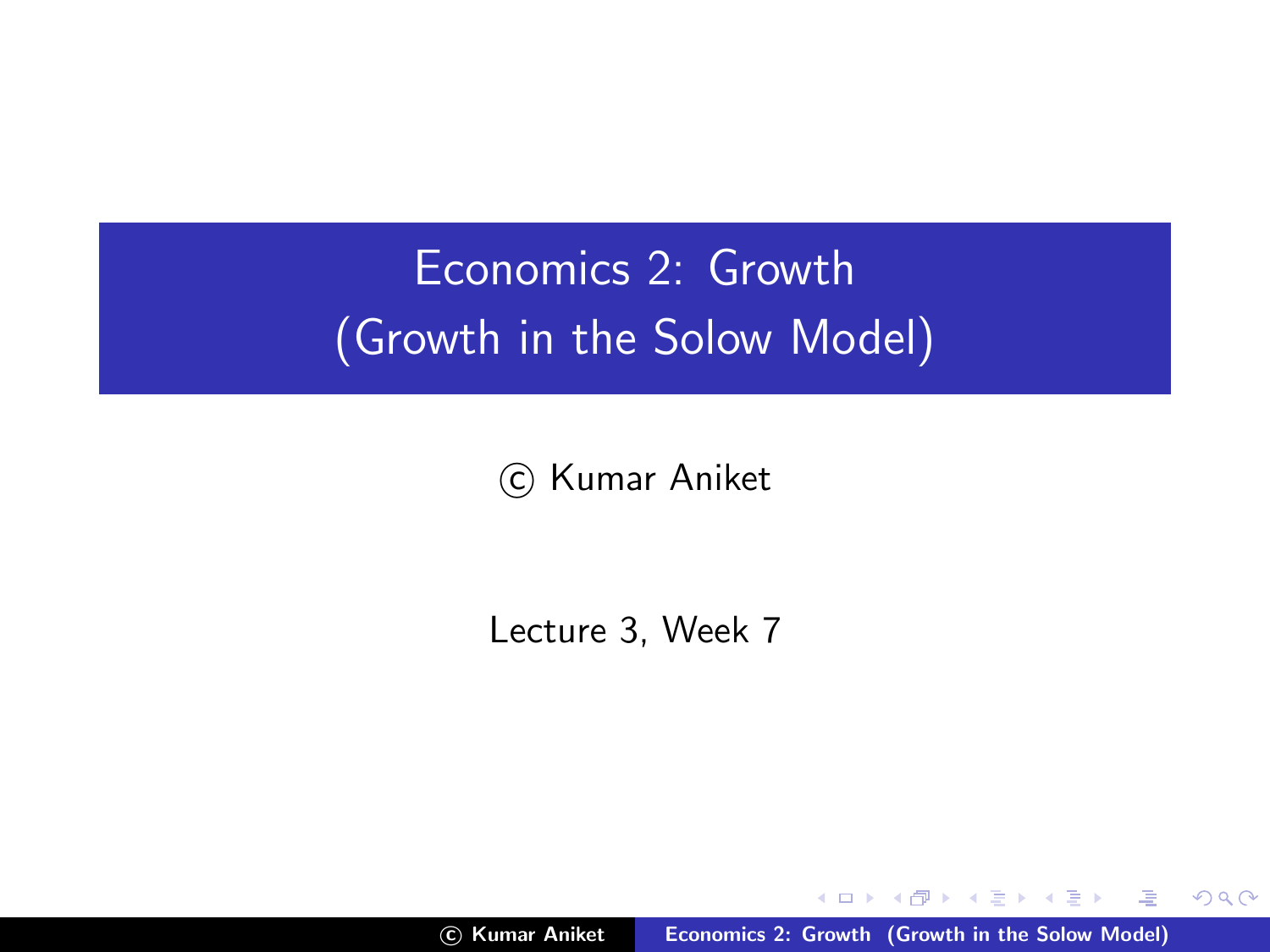# Economics 2: Growth (Growth in the Solow Model)

© Kumar Aniket

Lecture 3, Week 7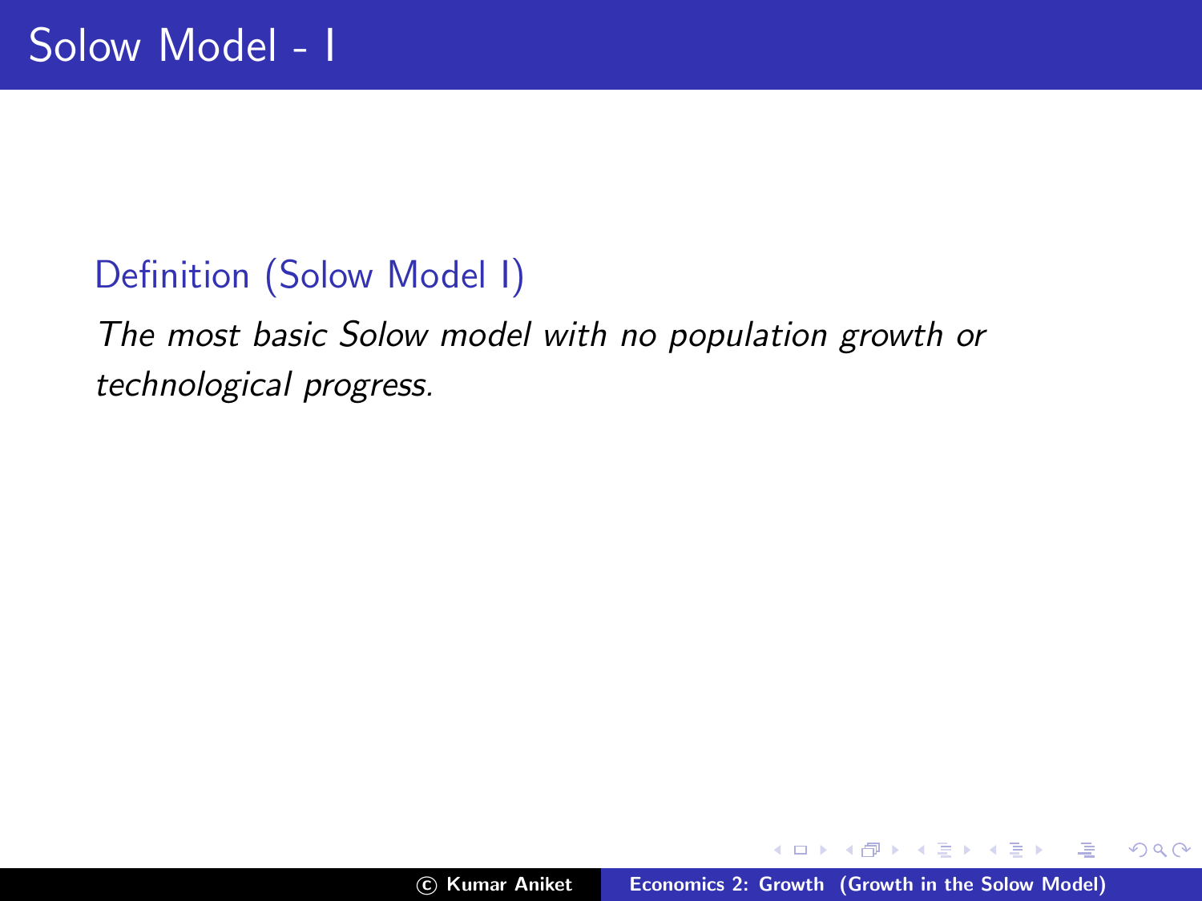# Solow Model - I

**Definition (Solow Model I)**

*The most basic Solow model with no population growth or technological progress.*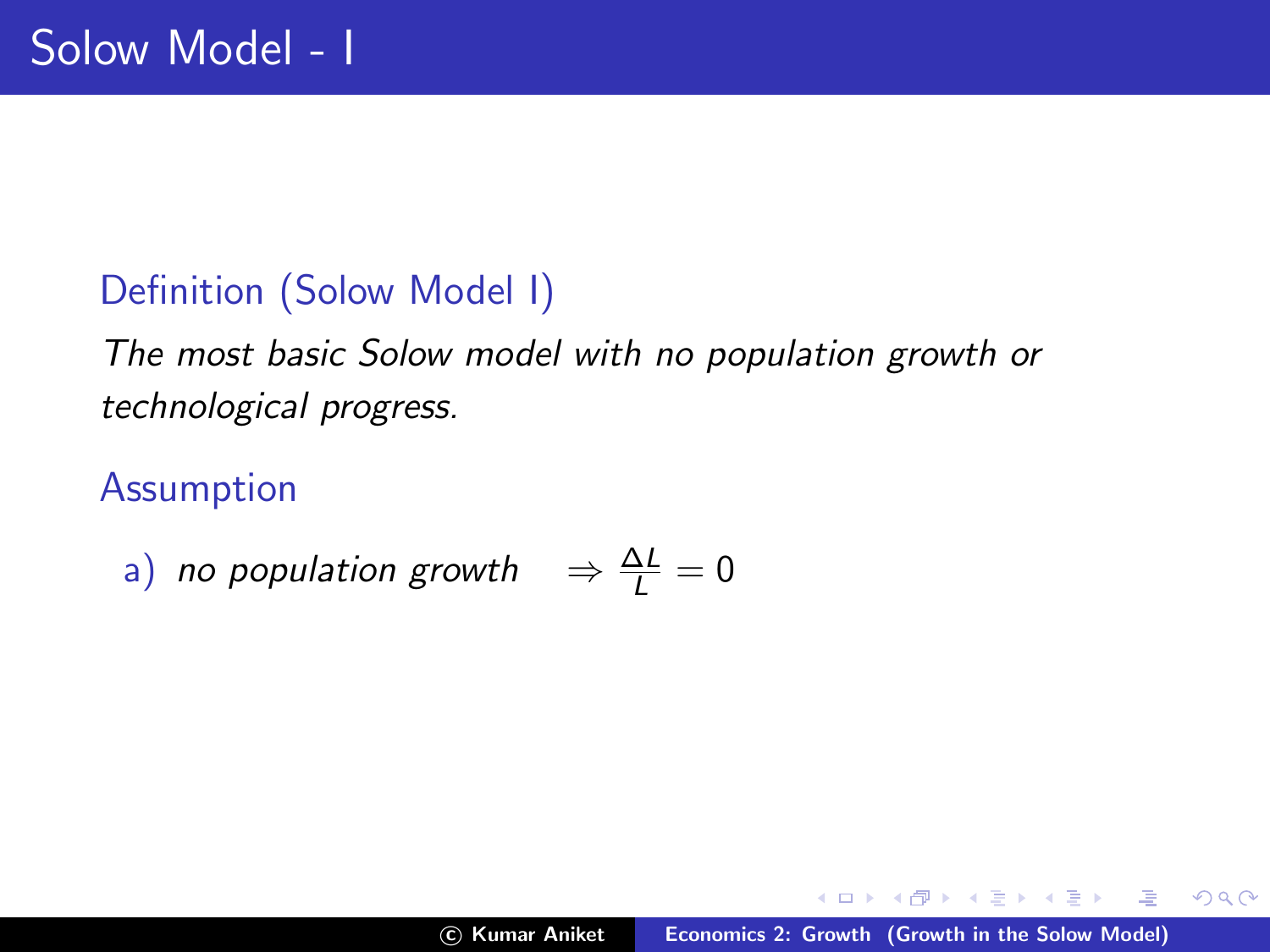# Solow Model - I

**Definition (Solow Model I)**

*The most basic Solow model with no population growth or technological progress.*

**Assumption**

a) *no population growth* $\Rightarrow \frac{\Delta L}{L} = 0$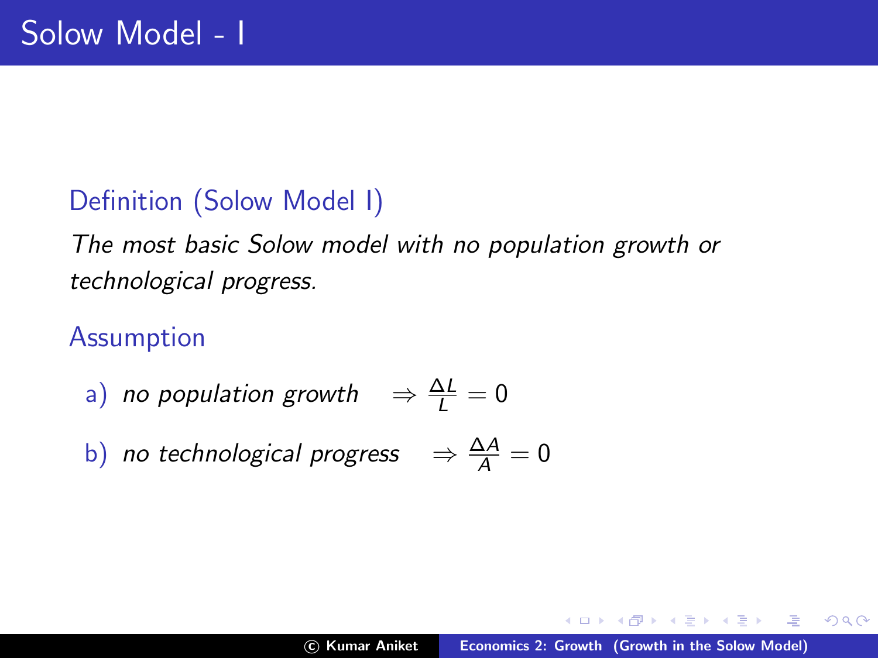# Solow Model - I

**Definition (Solow Model I)**

*The most basic Solow model with no population growth or technological progress.*

**Assumption**

a) *no population growth* $\Rightarrow \frac{\Delta L}{L} = 0$

b) *no technological progress* $\Rightarrow \frac{\Delta A}{A} = 0$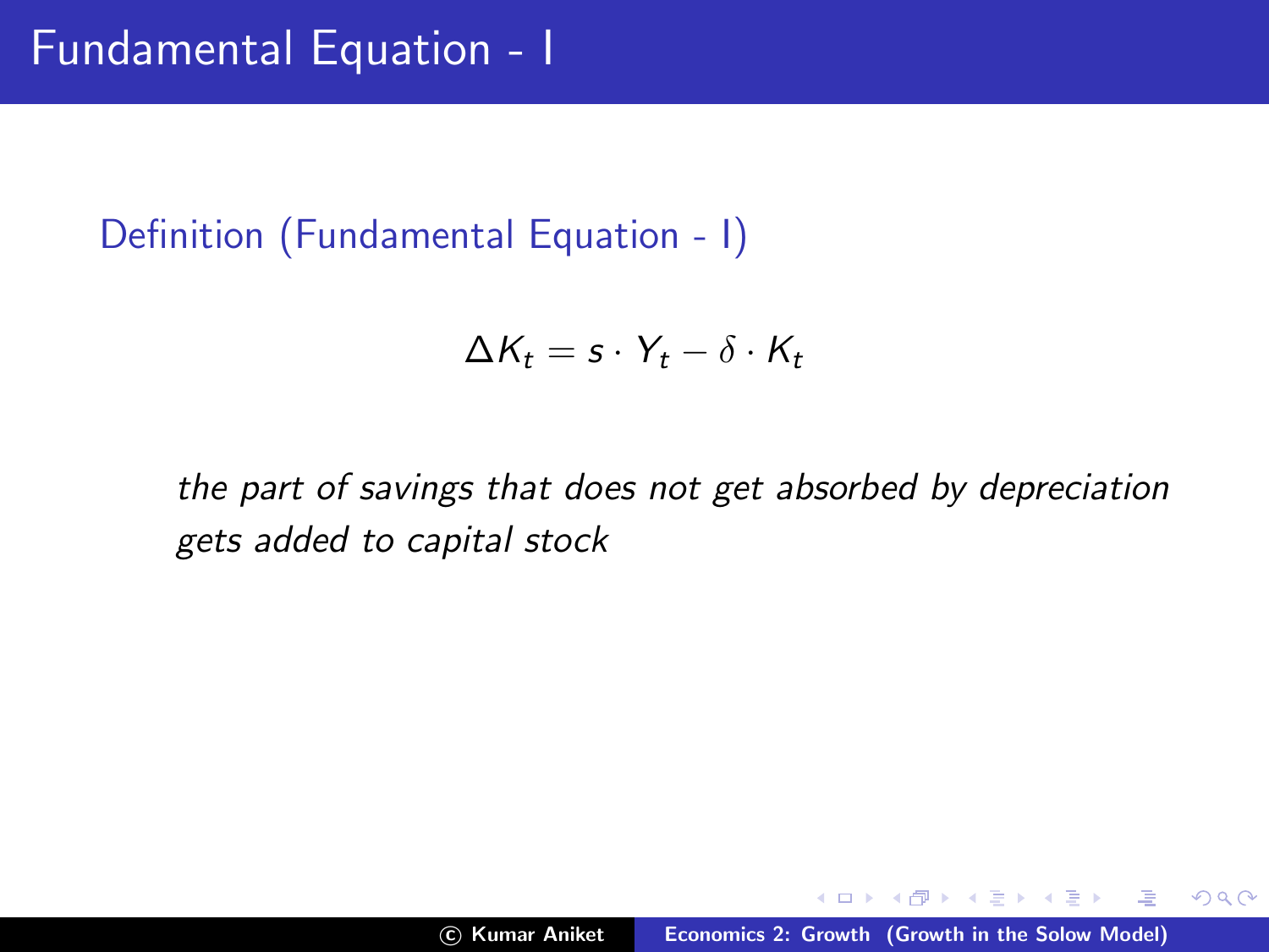# Fundamental Equation - I

Definition (Fundamental Equation - I)

$$\Delta K_t = s \cdot Y_t - \delta \cdot K_t$$

*the part of savings that does not get absorbed by depreciation gets added to capital stock*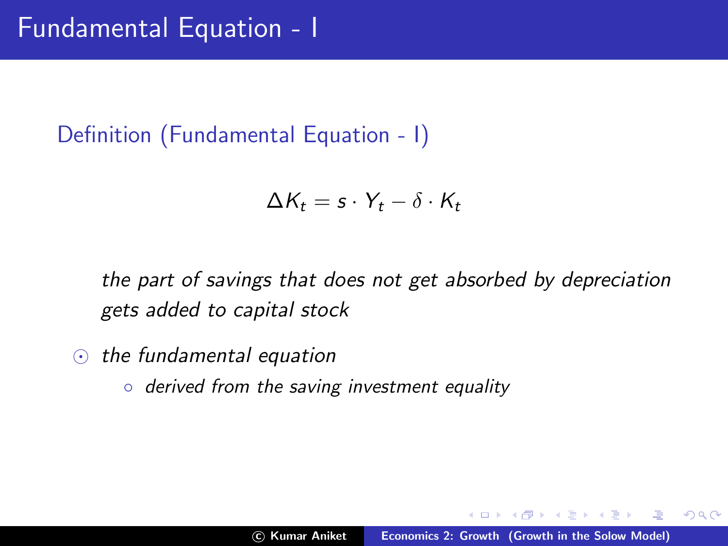# Fundamental Equation - I

**Definition (Fundamental Equation - I)**

$$\Delta K_t = s \cdot Y_t - \delta \cdot K_t$$

*the part of savings that does not get absorbed by depreciation gets added to capital stock*

- *the fundamental equation*
  - *derived from the saving investment equality*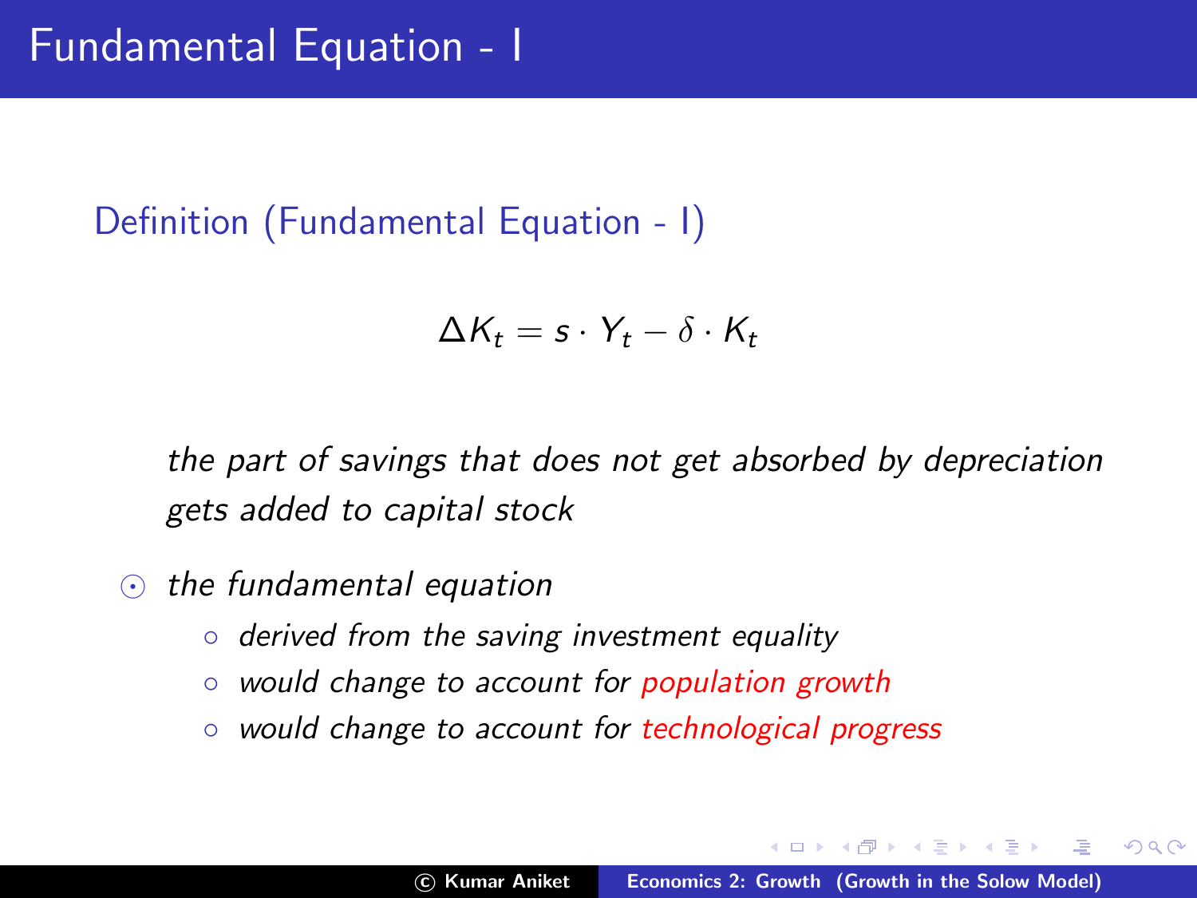# Fundamental Equation - I

**Definition (Fundamental Equation - I)**

$$\Delta K_t = s \cdot Y_t - \delta \cdot K_t$$

*the part of savings that does not get absorbed by depreciation gets added to capital stock*

- *the fundamental equation*
  - *derived from the saving investment equality*
  - *would change to account for population growth*
  - *would change to account for technological progress*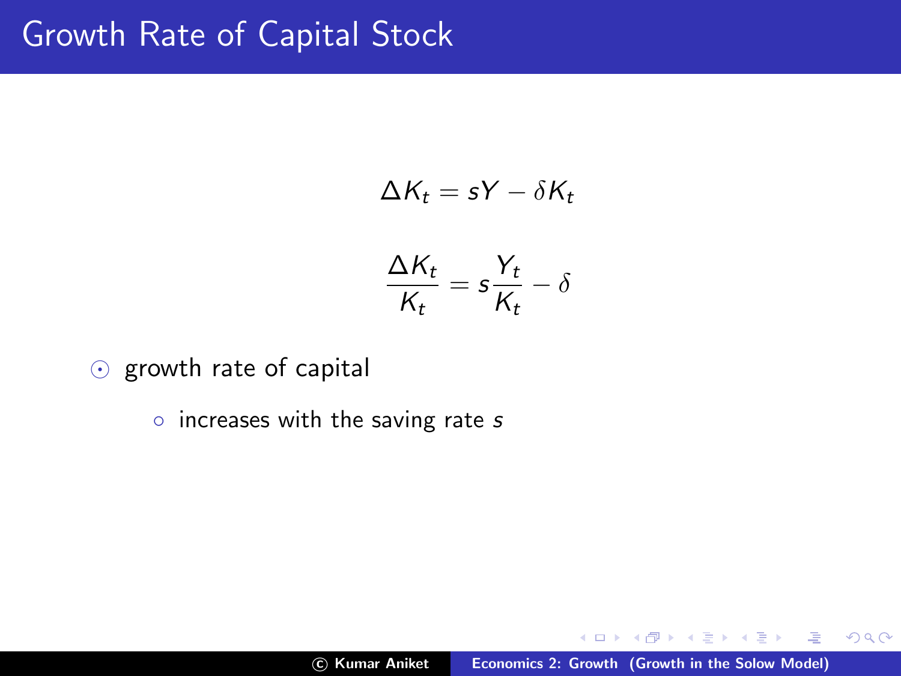# Growth Rate of Capital Stock

$$\Delta K_t = sY - \delta K_t$$

$$\frac{\Delta K_t}{K_t} = s\frac{Y_t}{K_t} - \delta$$

- growth rate of capital
  - increases with the saving rate $s$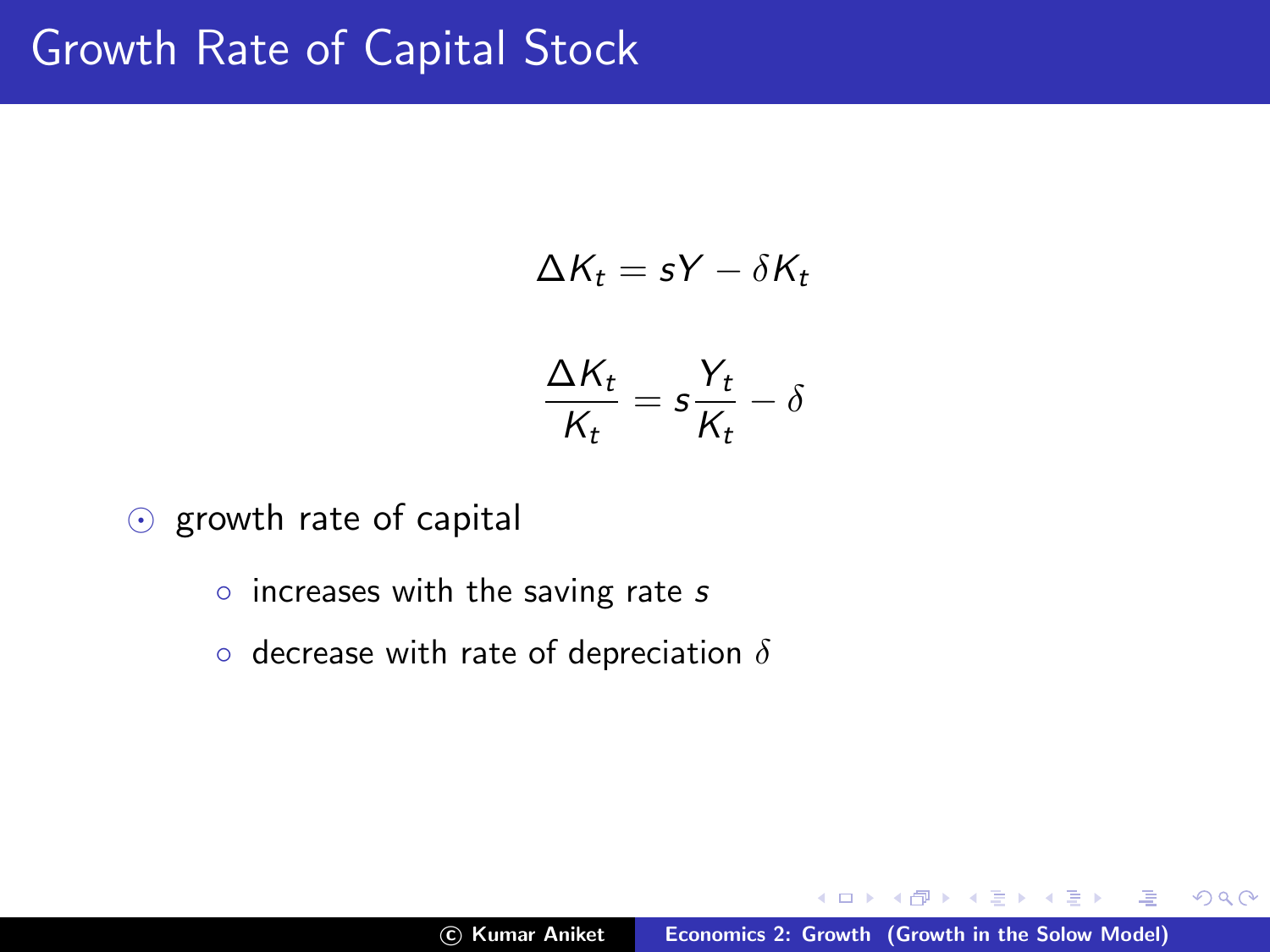# Growth Rate of Capital Stock

$$\Delta K_t = sY - \delta K_t$$

$$\frac{\Delta K_t}{K_t} = s\frac{Y_t}{K_t} - \delta$$

- growth rate of capital
  - increases with the saving rate $s$
  - decrease with rate of depreciation $\delta$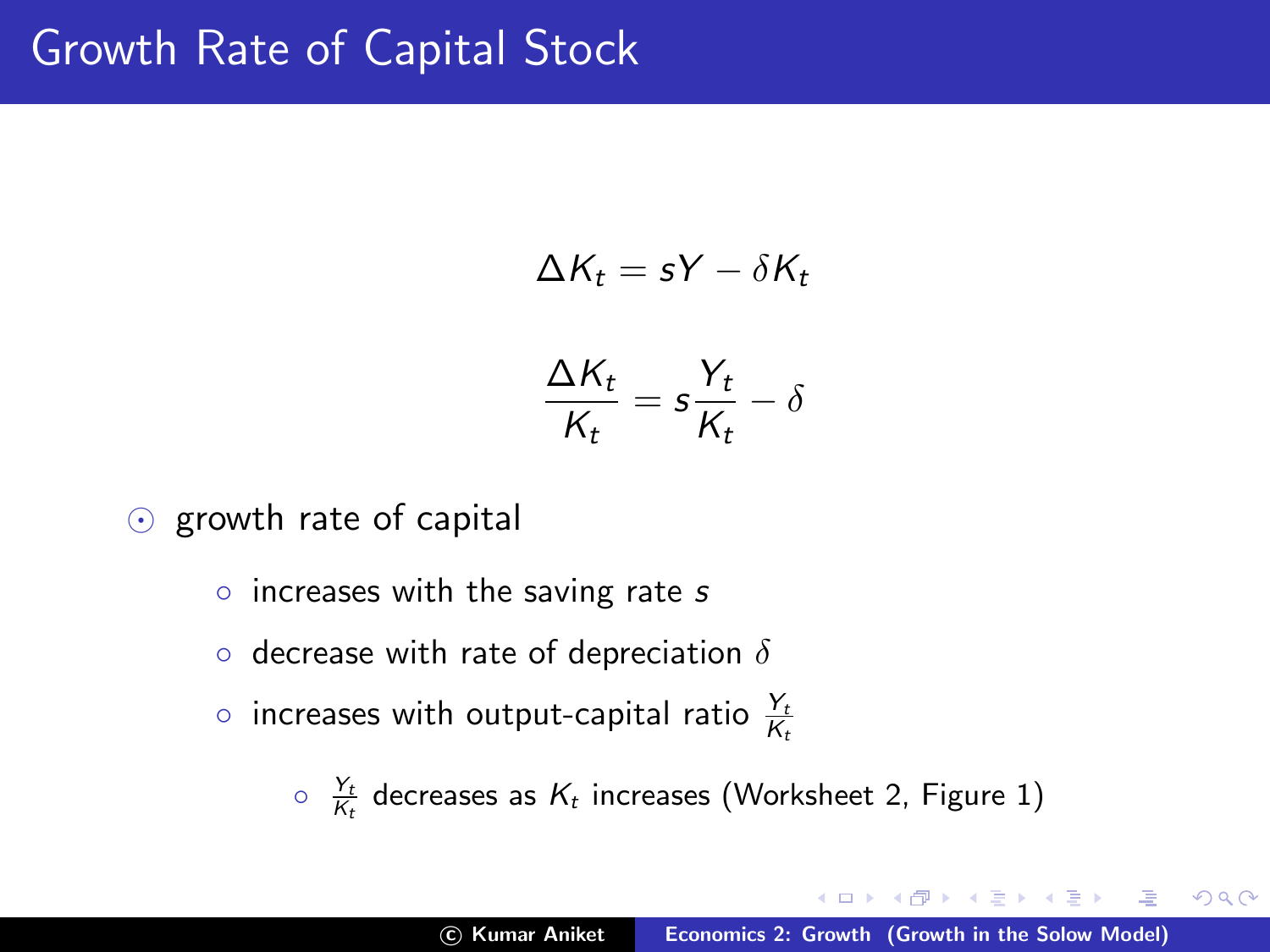# Growth Rate of Capital Stock

$$\Delta K_t = sY - \delta K_t$$

$$\frac{\Delta K_t}{K_t} = s\frac{Y_t}{K_t} - \delta$$

- growth rate of capital
  - increases with the saving rate $s$
  - decrease with rate of depreciation $\delta$
  - increases with output-capital ratio $\frac{Y_t}{K_t}$
    - $\frac{Y_t}{K_t}$ decreases as $K_t$ increases (Worksheet 2, Figure 1)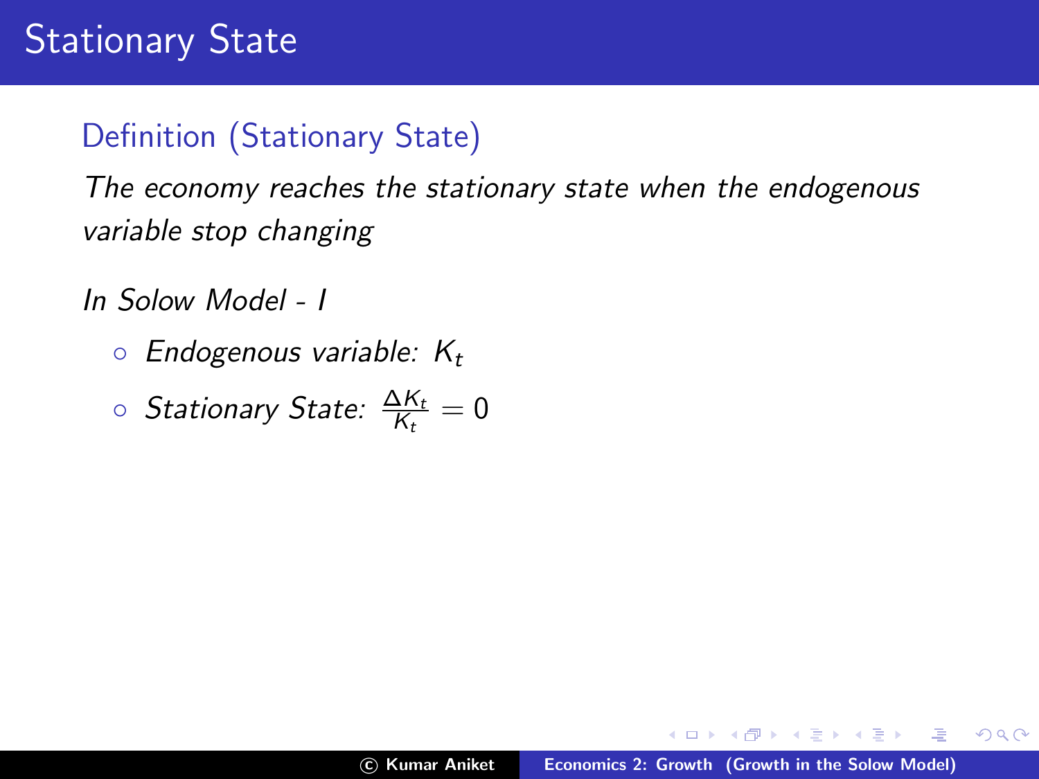# Stationary State

## Definition (Stationary State)

*The economy reaches the stationary state when the endogenous variable stop changing*

*In Solow Model - I*

- *Endogenous variable:* $K_t$
- *Stationary State:* $\frac{\Delta K_t}{K_t} = 0$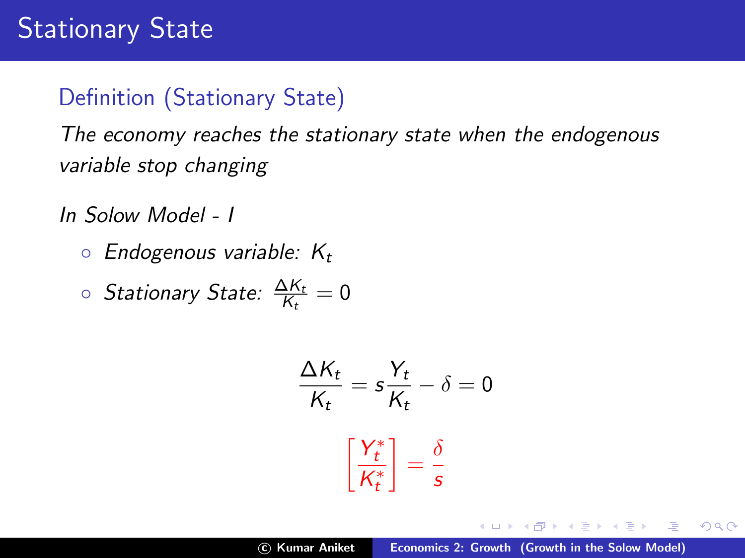# Stationary State

## Definition (Stationary State)

*The economy reaches the stationary state when the endogenous variable stop changing*

*In Solow Model - I*

- *Endogenous variable:* $K_t$
- *Stationary State:* $\frac{\Delta K_t}{K_t} = 0$

$$\frac{\Delta K_t}{K_t} = s\frac{Y_t}{K_t} - \delta = 0$$

$$\left[\frac{Y_t^*}{K_t^*}\right] = \frac{\delta}{s}$$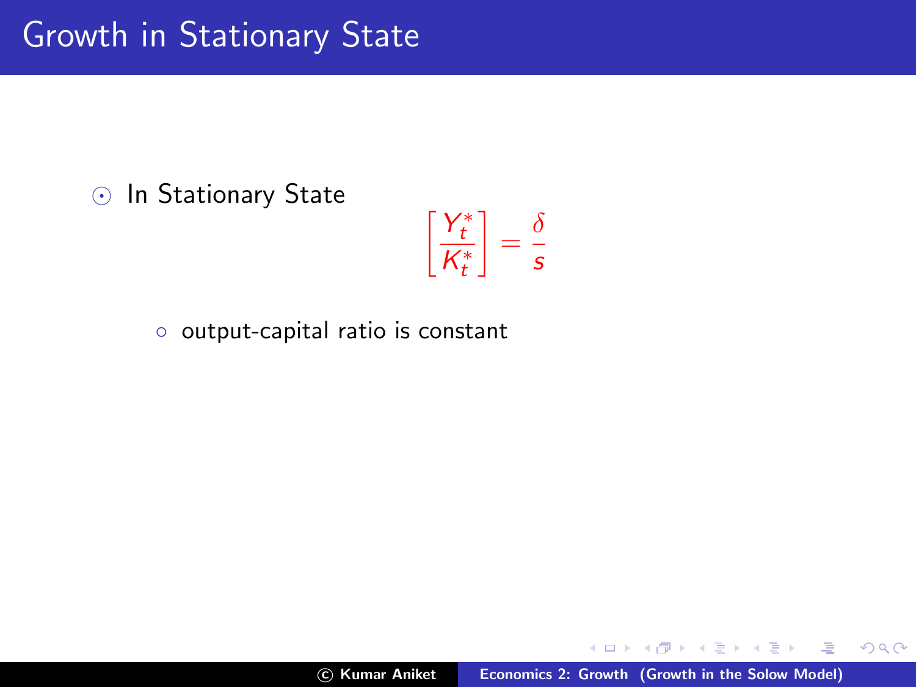# Growth in Stationary State

- In Stationary State

$$\left[\frac{Y_t^*}{K_t^*}\right] = \frac{\delta}{s}$$

  - output-capital ratio is constant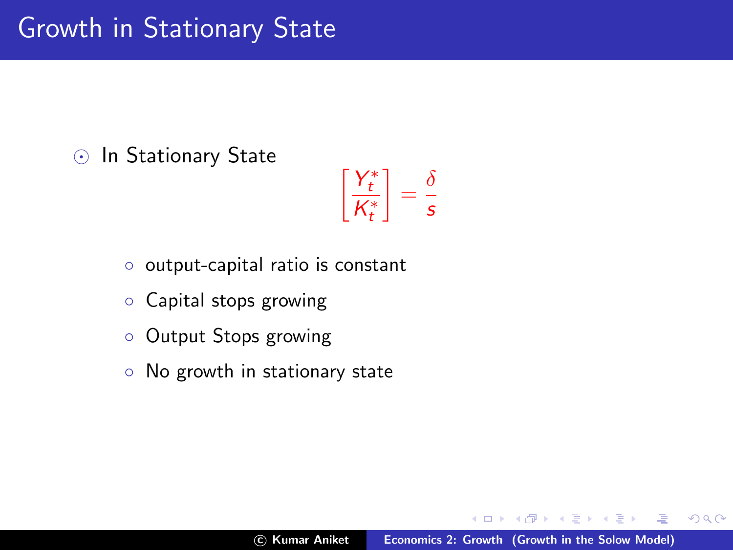# Growth in Stationary State

- In Stationary State

$$\left[\frac{Y_t^*}{K_t^*}\right] = \frac{\delta}{s}$$

  - output-capital ratio is constant
  - Capital stops growing
  - Output Stops growing
  - No growth in stationary state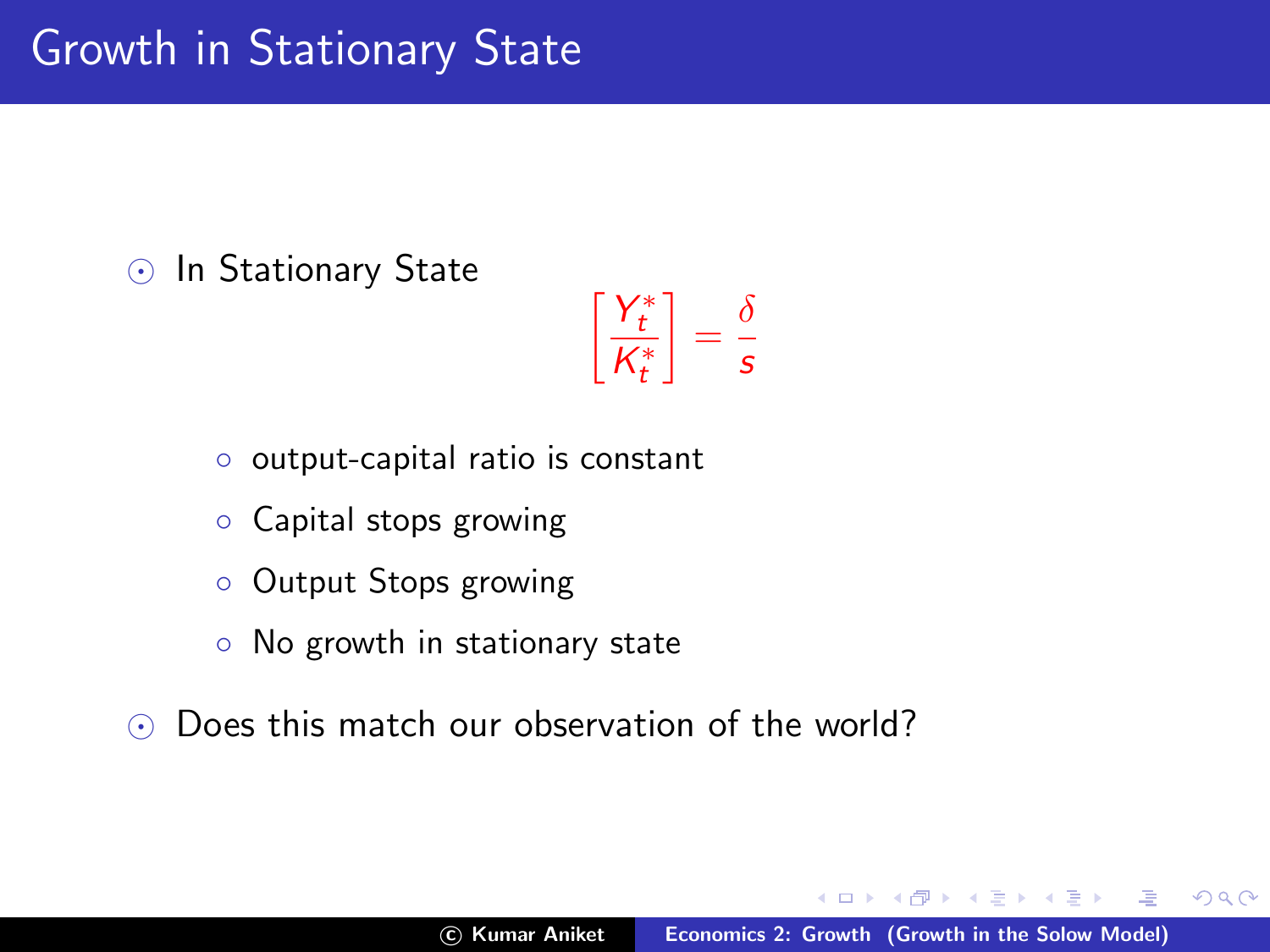# Growth in Stationary State

- In Stationary State

$$\left[\frac{Y_t^*}{K_t^*}\right] = \frac{\delta}{s}$$

  - output-capital ratio is constant
  - Capital stops growing
  - Output Stops growing
  - No growth in stationary state

- Does this match our observation of the world?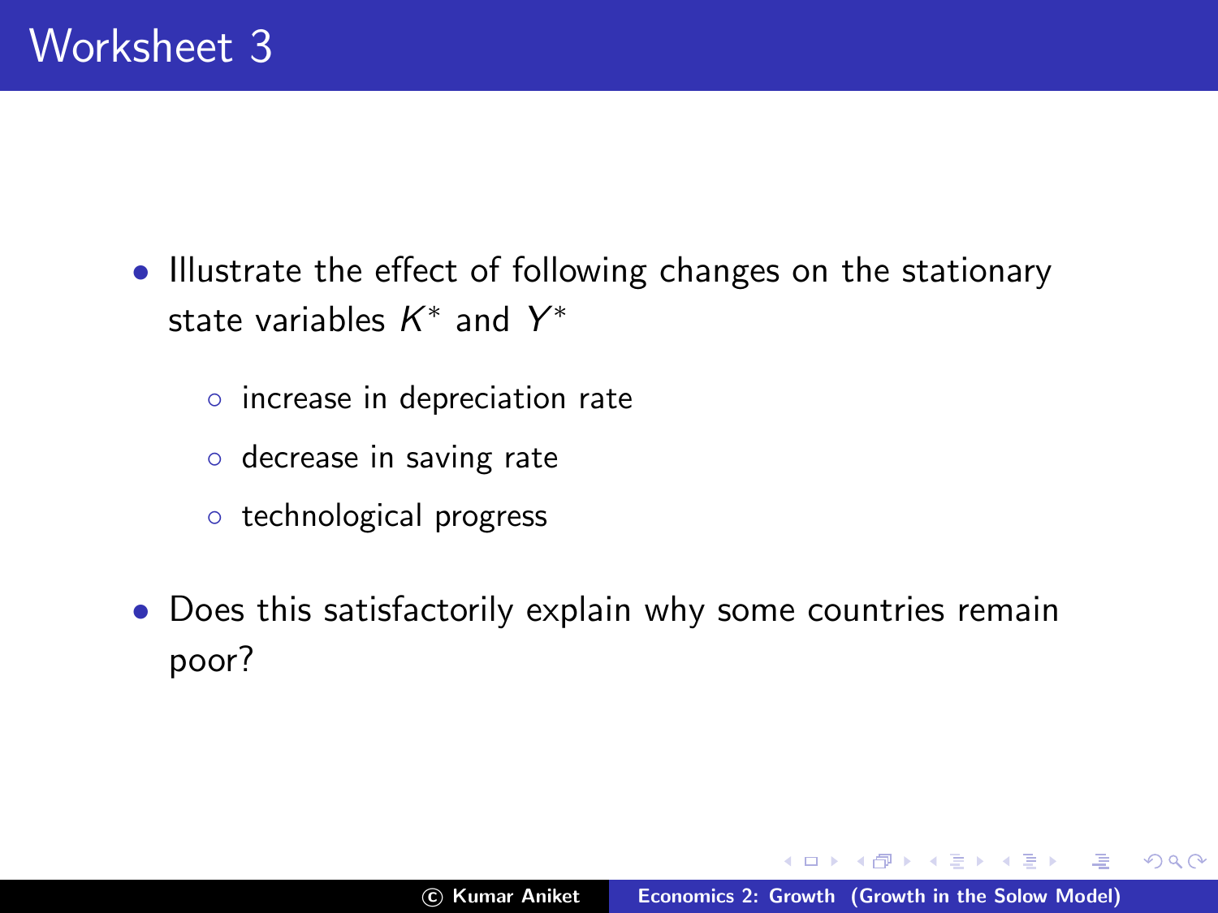# Worksheet 3

- Illustrate the effect of following changes on the stationary state variables $K^*$ and $Y^*$
  - increase in depreciation rate
  - decrease in saving rate
  - technological progress
- Does this satisfactorily explain why some countries remain poor?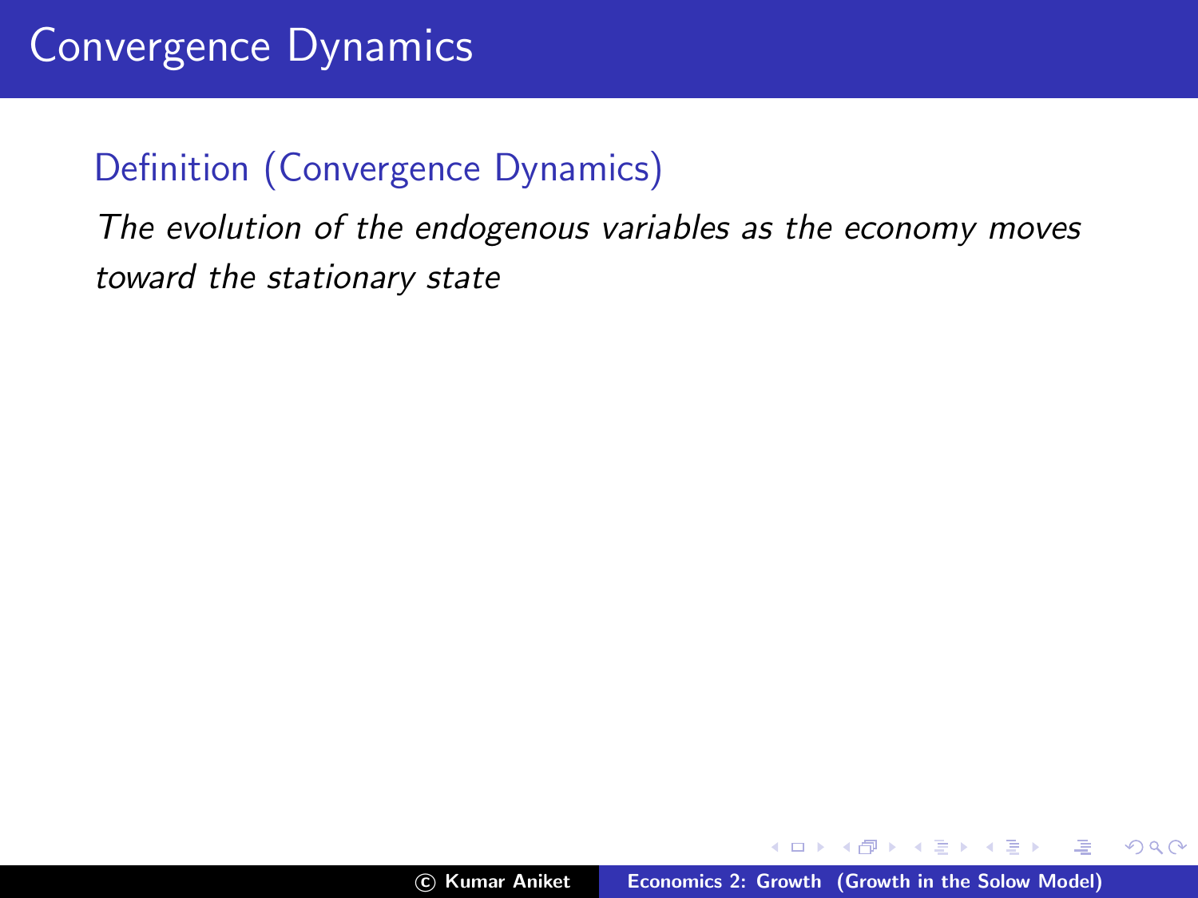# Convergence Dynamics

**Definition (Convergence Dynamics)**

*The evolution of the endogenous variables as the economy moves toward the stationary state*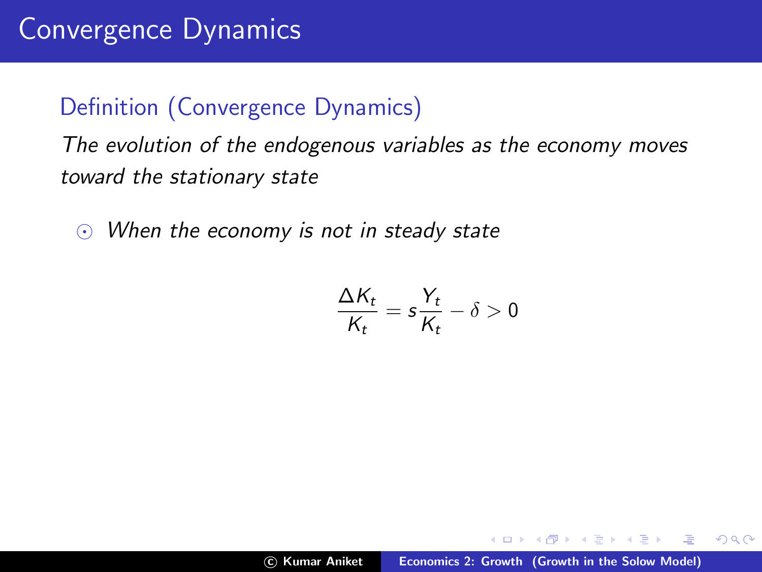# Convergence Dynamics

## Definition (Convergence Dynamics)

*The evolution of the endogenous variables as the economy moves toward the stationary state*

- *When the economy is not in steady state*

$$\frac{\Delta K_t}{K_t} = s\frac{Y_t}{K_t} - \delta > 0$$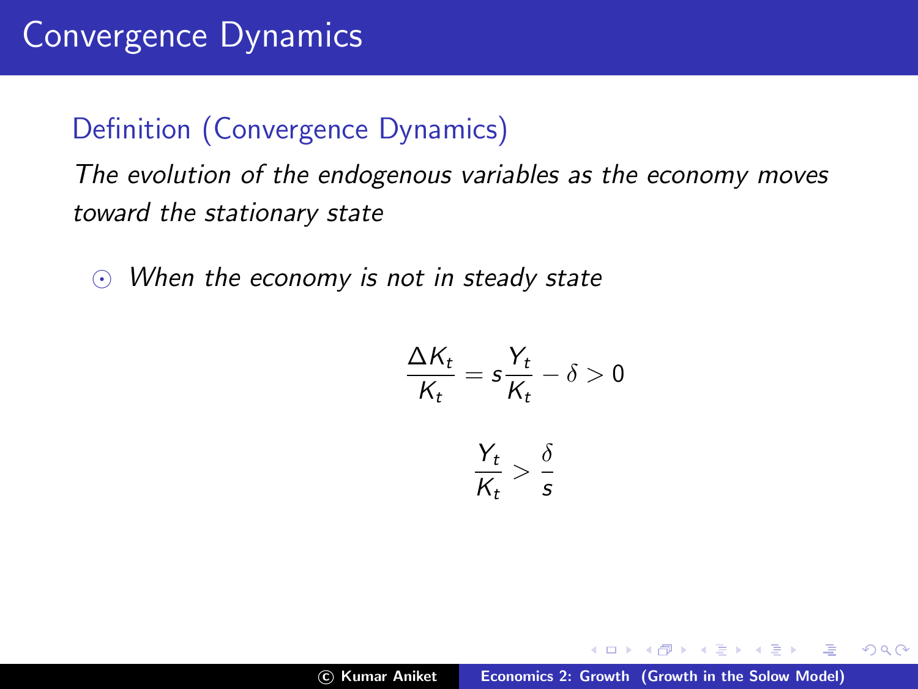# Convergence Dynamics

## Definition (Convergence Dynamics)

*The evolution of the endogenous variables as the economy moves toward the stationary state*

- *When the economy is not in steady state*

$$\frac{\Delta K_t}{K_t} = s\frac{Y_t}{K_t} - \delta > 0$$

$$\frac{Y_t}{K_t} > \frac{\delta}{s}$$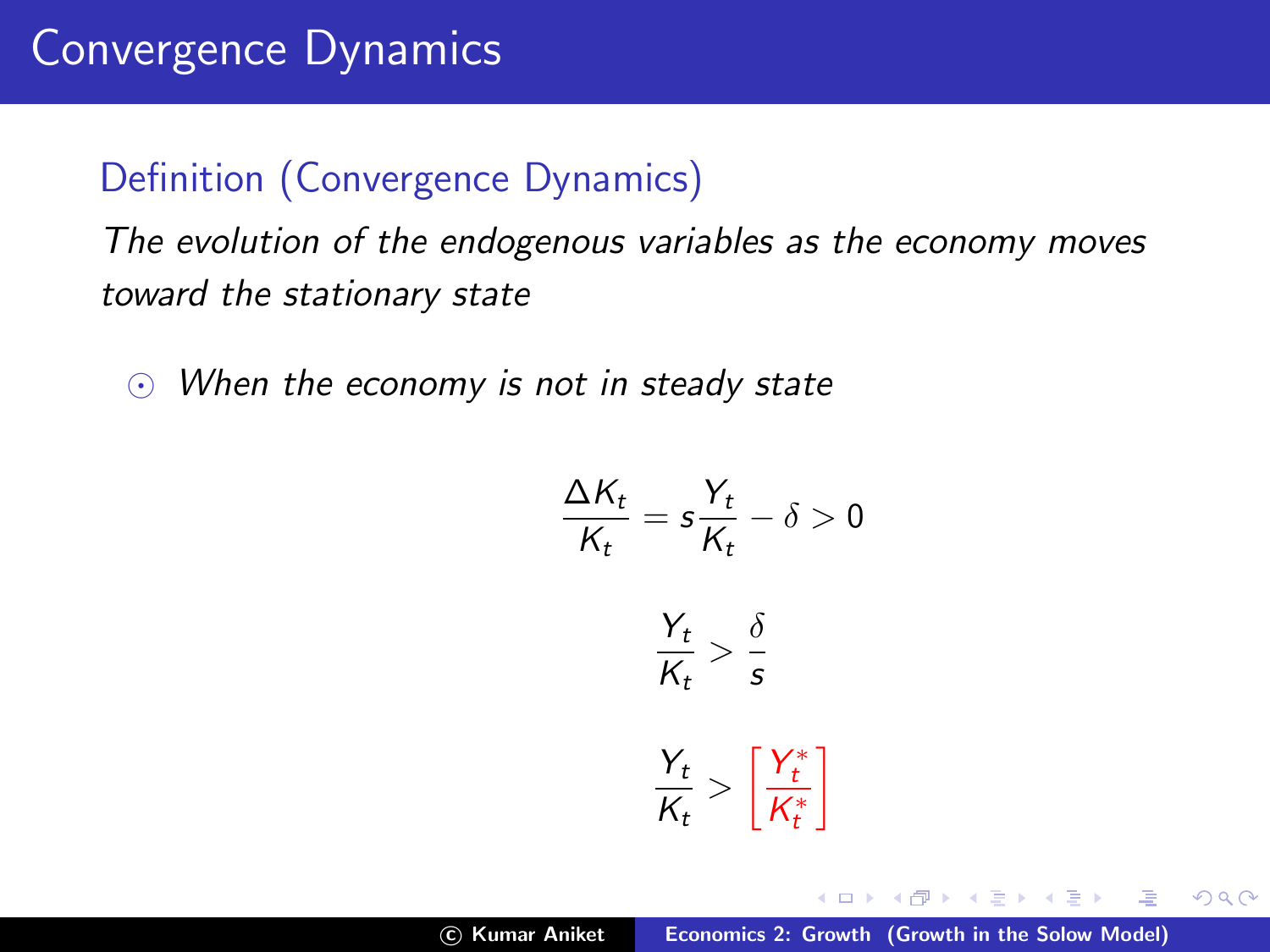# Convergence Dynamics

## Definition (Convergence Dynamics)

*The evolution of the endogenous variables as the economy moves toward the stationary state*

- *When the economy is not in steady state*

$$\frac{\Delta K_t}{K_t} = s\frac{Y_t}{K_t} - \delta > 0$$

$$\frac{Y_t}{K_t} > \frac{\delta}{s}$$

$$\frac{Y_t}{K_t} > \left[\frac{Y_t^*}{K_t^*}\right]$$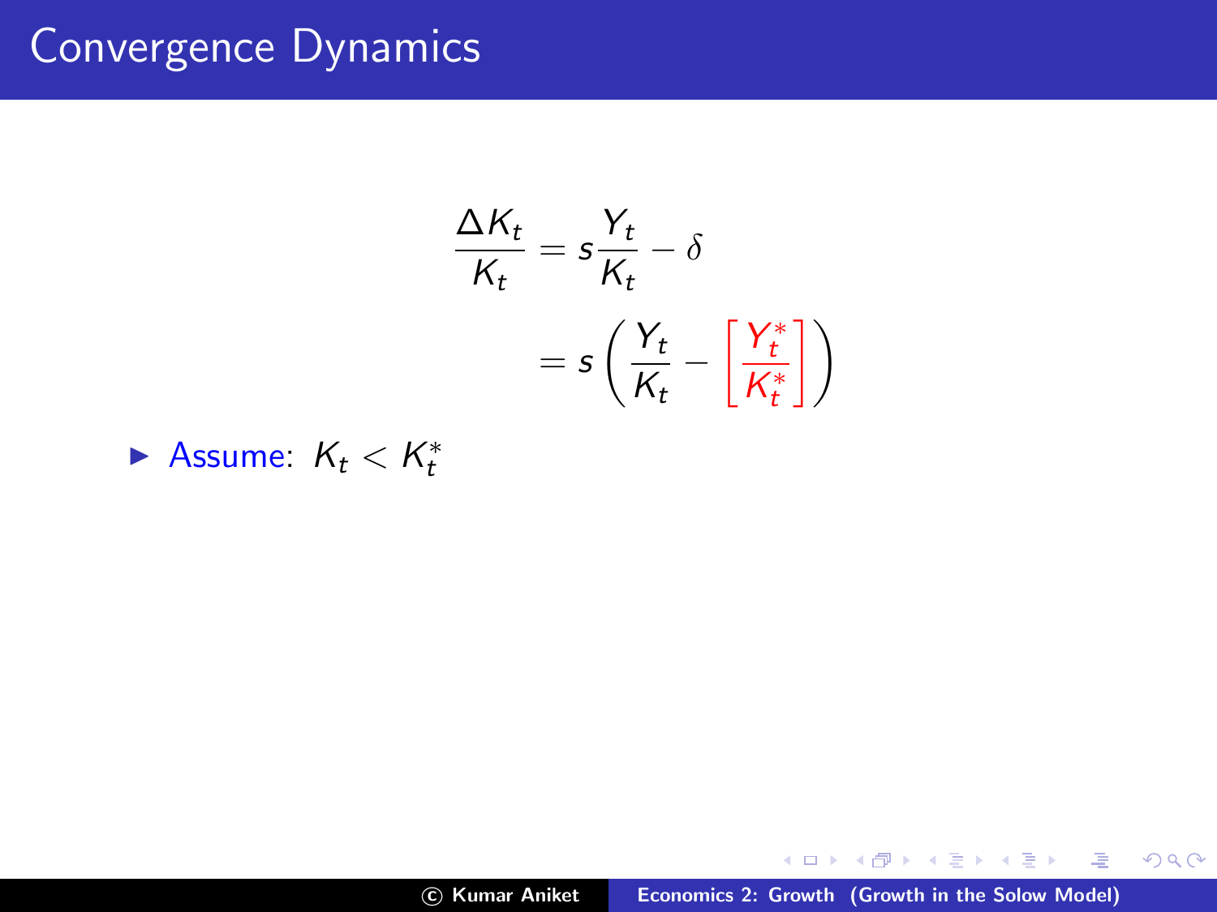## Convergence Dynamics

$$
\begin{aligned}
\frac{\Delta K_t}{K_t} &= s\frac{Y_t}{K_t} - \delta \\
&= s\left(\frac{Y_t}{K_t} - \left[\frac{Y_t^*}{K_t^*}\right]\right)
\end{aligned}
$$

- Assume: $K_t < K_t^*$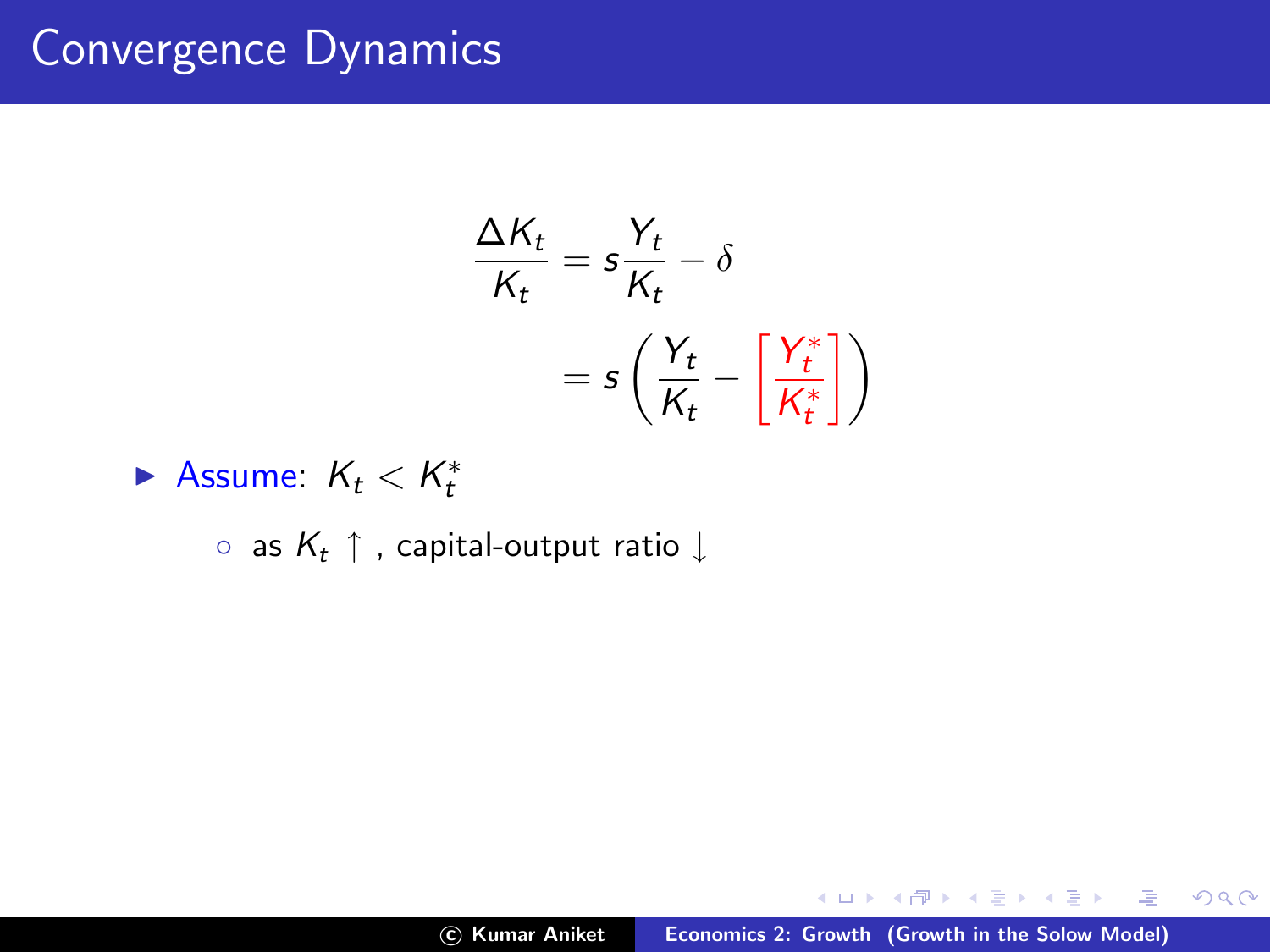# Convergence Dynamics

$$
\begin{aligned}
\frac{\Delta K_t}{K_t} &= s\frac{Y_t}{K_t} - \delta \\
&= s\left(\frac{Y_t}{K_t} - \left[\frac{Y_t^*}{K_t^*}\right]\right)
\end{aligned}
$$

- Assume: $K_t < K_t^*$
  - as $K_t \uparrow$ , capital-output ratio $\downarrow$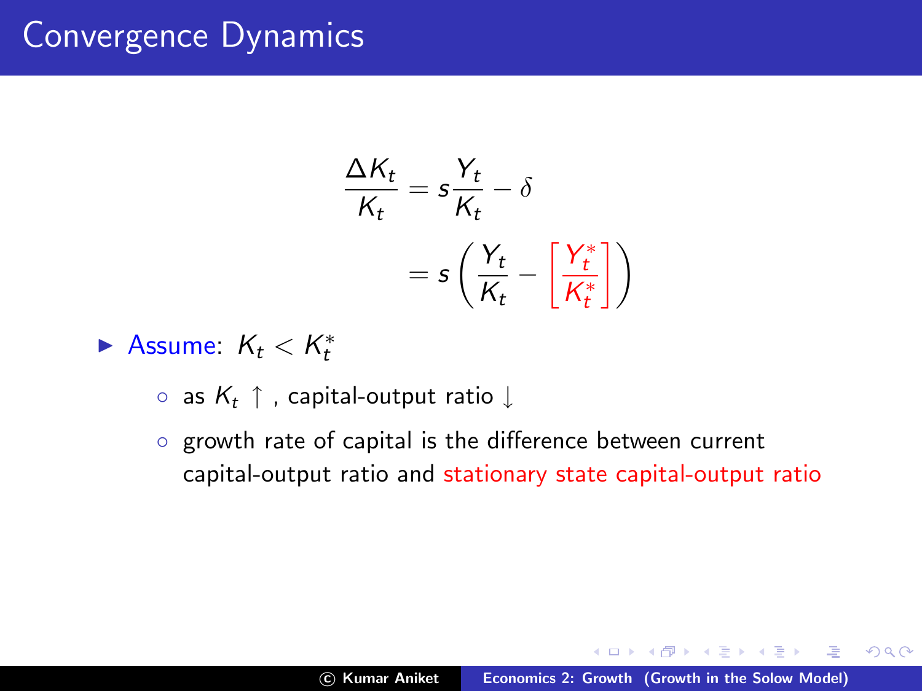# Convergence Dynamics

$$
\begin{aligned}
\frac{\Delta K_t}{K_t} &= s\frac{Y_t}{K_t} - \delta \\
&= s\left(\frac{Y_t}{K_t} - \left[\frac{Y_t^*}{K_t^*}\right]\right)
\end{aligned}
$$

- Assume: $K_t < K_t^*$
  - as $K_t \uparrow$ , capital-output ratio $\downarrow$
  - growth rate of capital is the difference between current capital-output ratio and stationary state capital-output ratio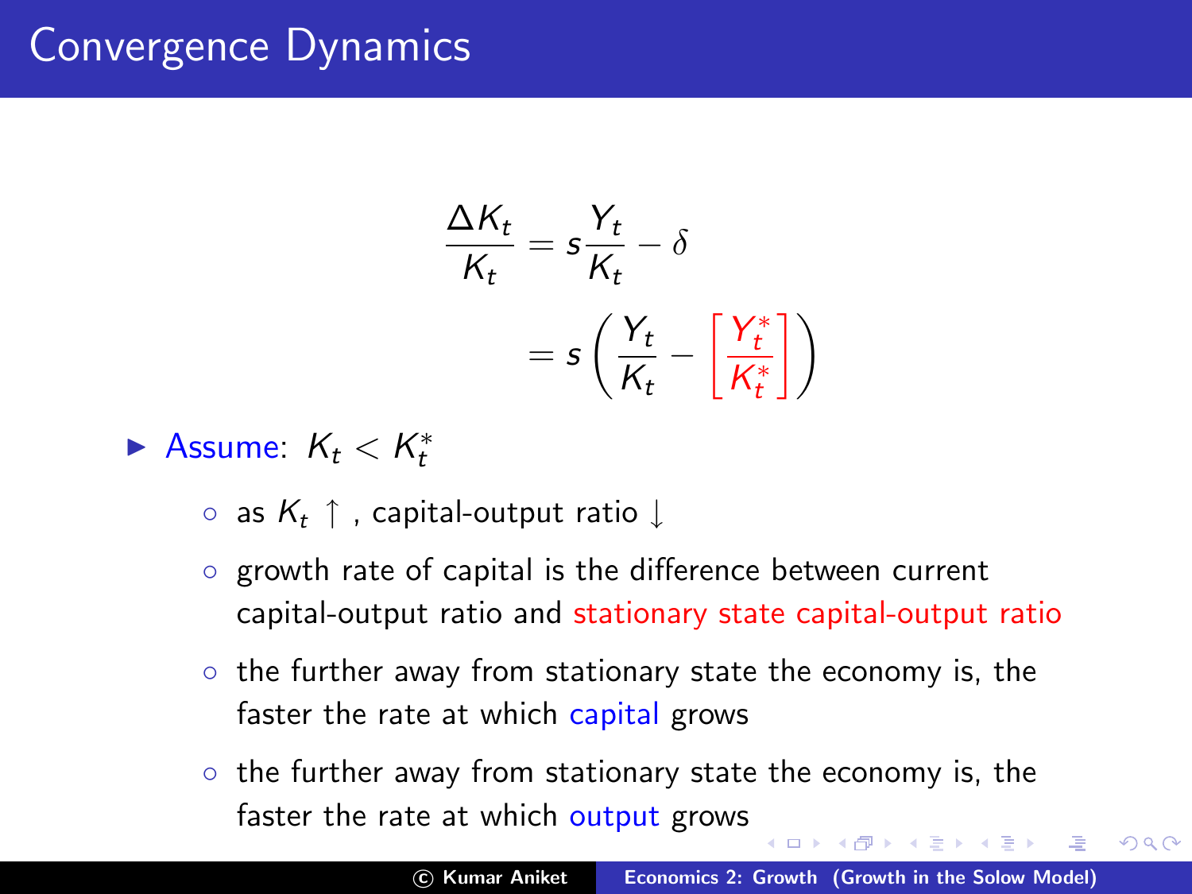# Convergence Dynamics

$$\frac{\Delta K_t}{K_t} = s\frac{Y_t}{K_t} - \delta$$

$$= s\left(\frac{Y_t}{K_t} - \left[\frac{Y_t^*}{K_t^*}\right]\right)$$

- Assume: $K_t < K_t^*$
  - as $K_t \uparrow$ , capital-output ratio $\downarrow$
  - growth rate of capital is the difference between current capital-output ratio and stationary state capital-output ratio
  - the further away from stationary state the economy is, the faster the rate at which capital grows
  - the further away from stationary state the economy is, the faster the rate at which output grows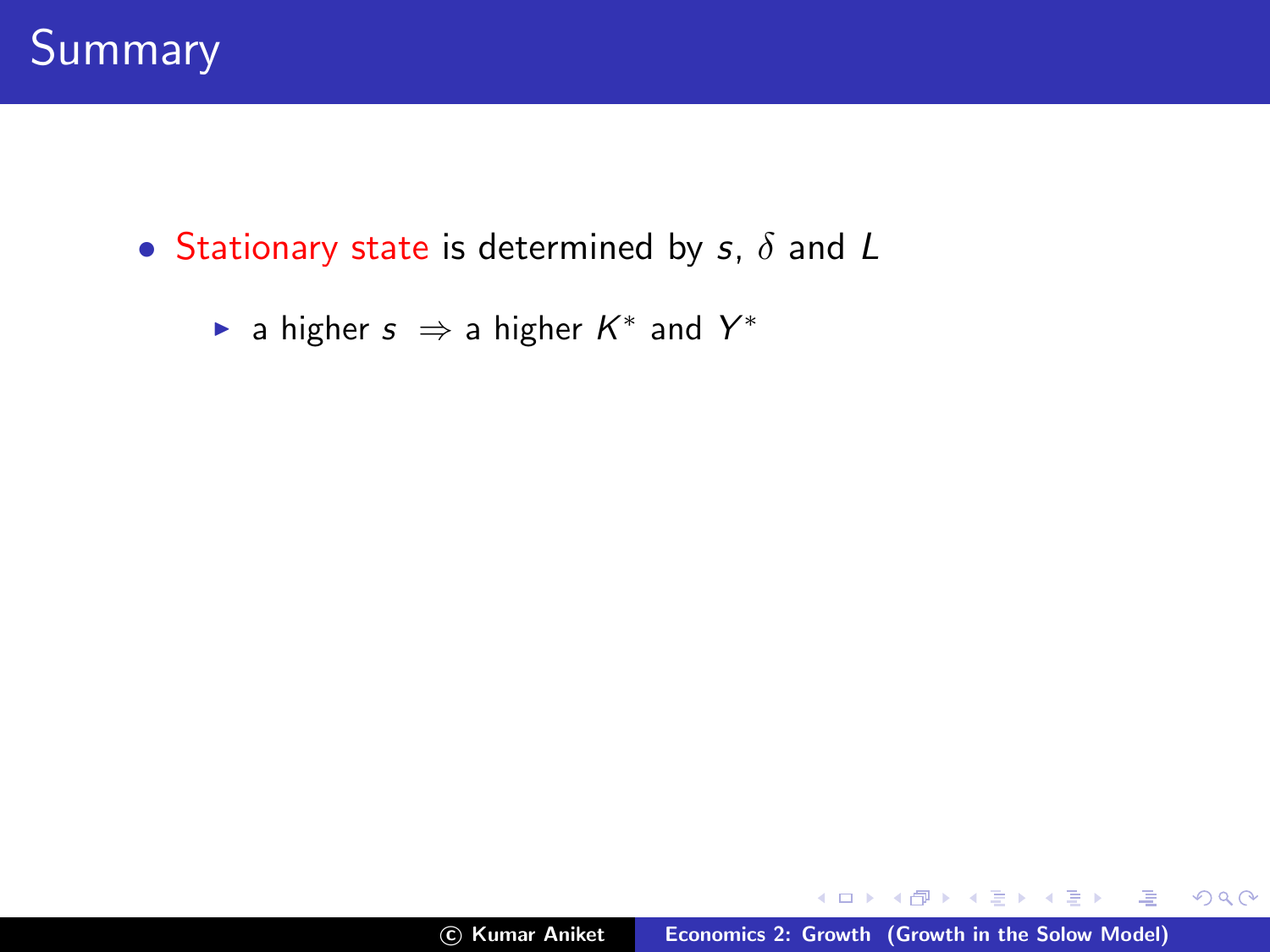# Summary

- Stationary state is determined by $s$, $\delta$ and $L$
  - a higher $s$ $\Rightarrow$ a higher $K^*$ and $Y^*$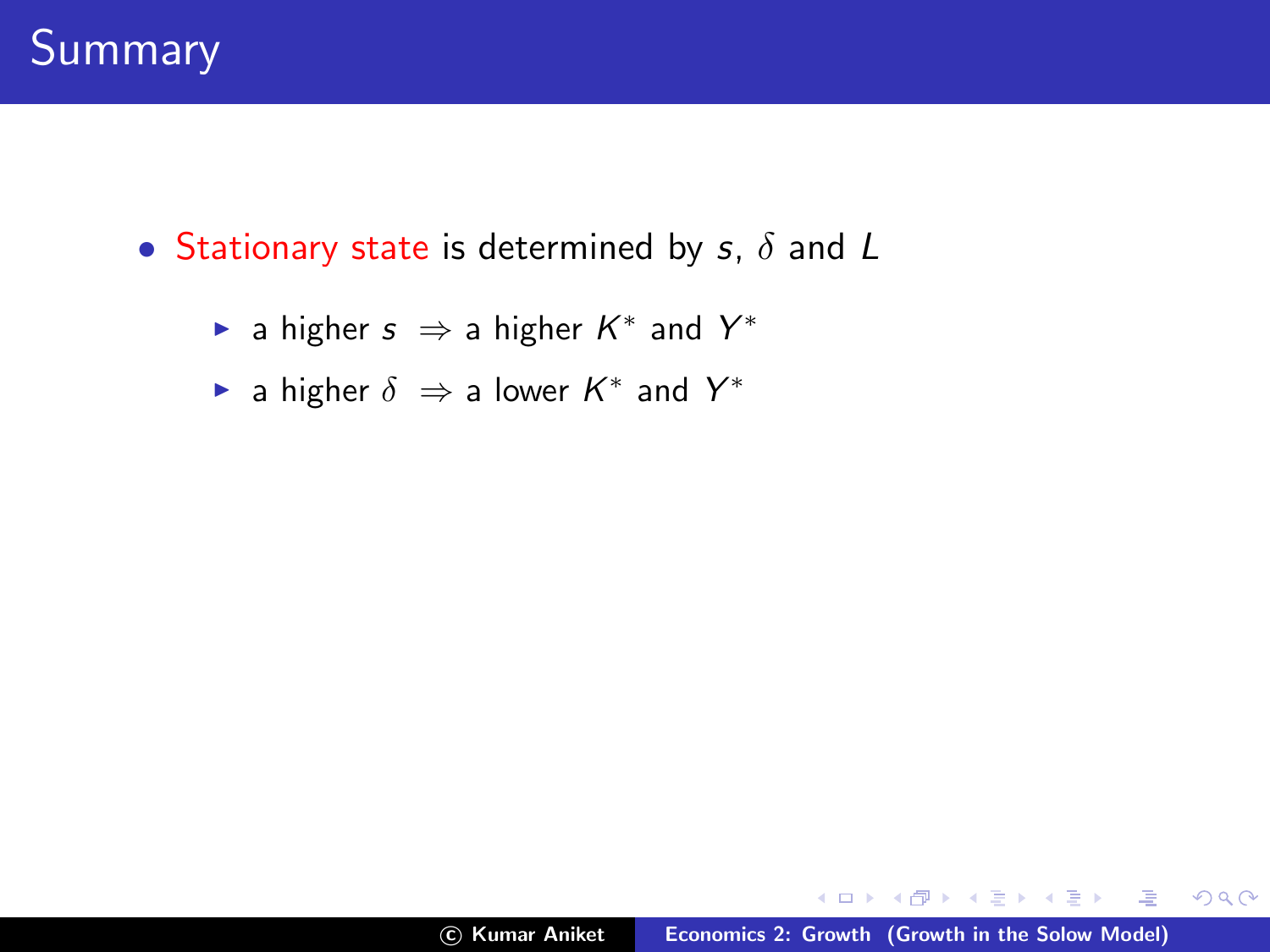# Summary

- Stationary state is determined by $s$, $\delta$ and $L$
  - a higher $s \Rightarrow$ a higher $K^*$ and $Y^*$
  - a higher $\delta \Rightarrow$ a lower $K^*$ and $Y^*$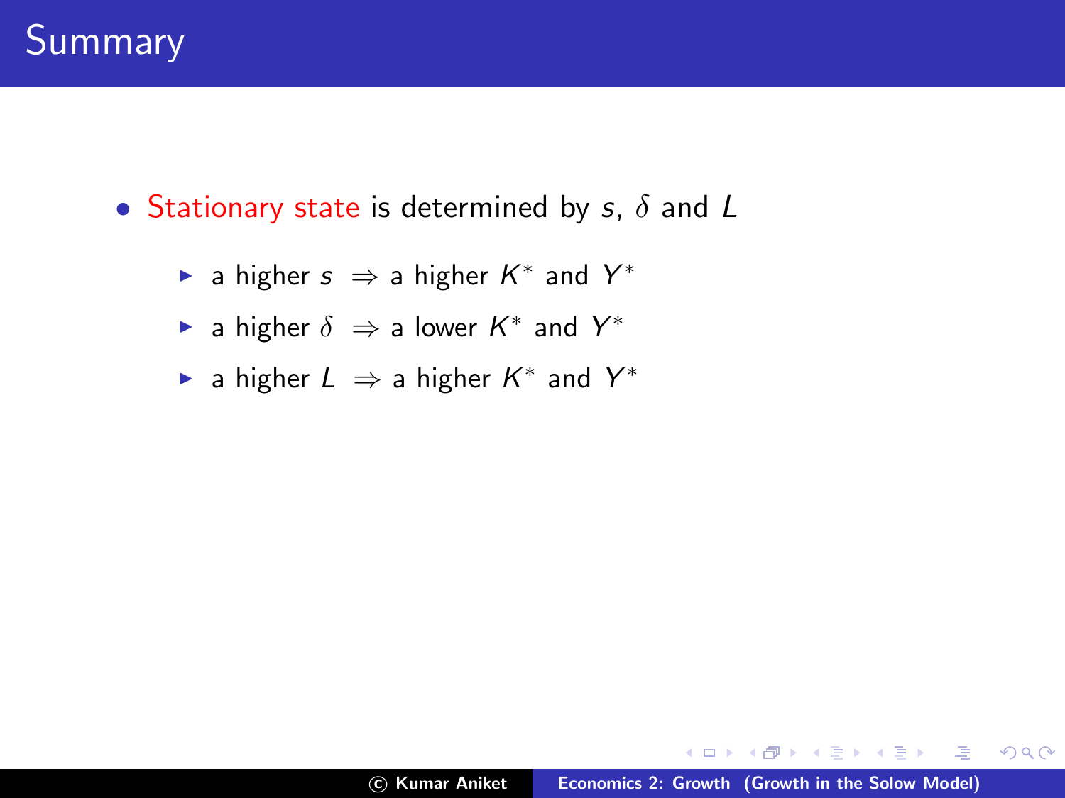# Summary

- Stationary state is determined by $s$, $\delta$ and $L$
  - a higher $s \Rightarrow$ a higher $K^*$ and $Y^*$
  - a higher $\delta \Rightarrow$ a lower $K^*$ and $Y^*$
  - a higher $L \Rightarrow$ a higher $K^*$ and $Y^*$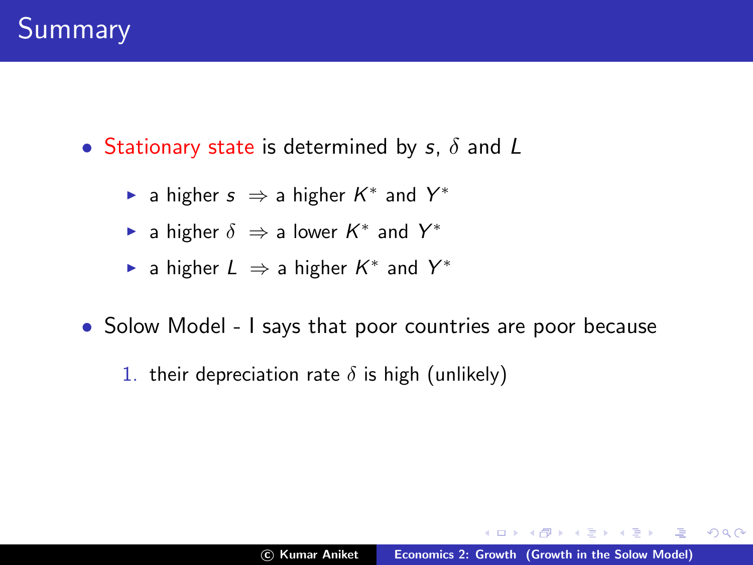# Summary

- Stationary state is determined by $s$, $\delta$ and $L$
  - a higher $s \Rightarrow$ a higher $K^*$ and $Y^*$
  - a higher $\delta \Rightarrow$ a lower $K^*$ and $Y^*$
  - a higher $L \Rightarrow$ a higher $K^*$ and $Y^*$
- Solow Model - I says that poor countries are poor because
  1. their depreciation rate $\delta$ is high (unlikely)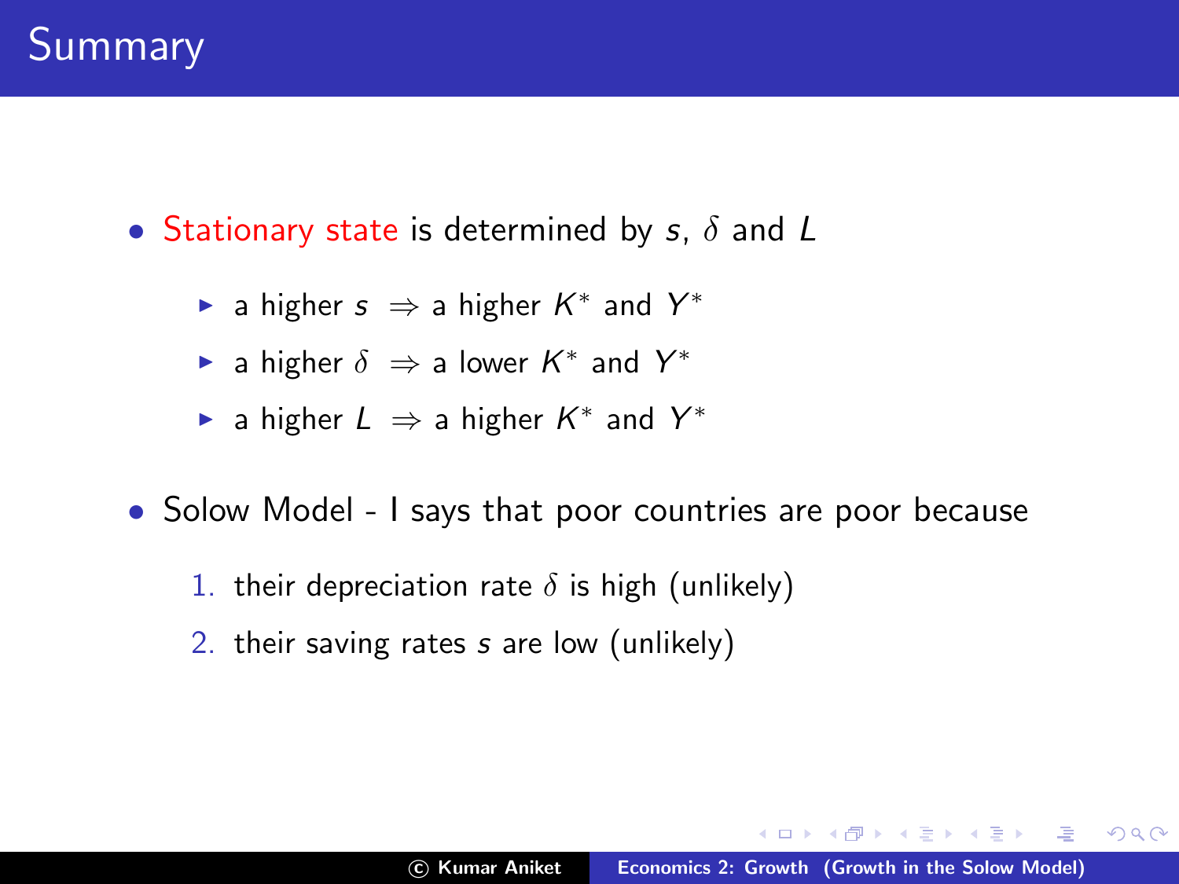# Summary

- Stationary state is determined by $s$, $\delta$ and $L$
  - a higher $s \Rightarrow$ a higher $K^*$ and $Y^*$
  - a higher $\delta \Rightarrow$ a lower $K^*$ and $Y^*$
  - a higher $L \Rightarrow$ a higher $K^*$ and $Y^*$
- Solow Model - I says that poor countries are poor because
  1. their depreciation rate $\delta$ is high (unlikely)
  2. their saving rates $s$ are low (unlikely)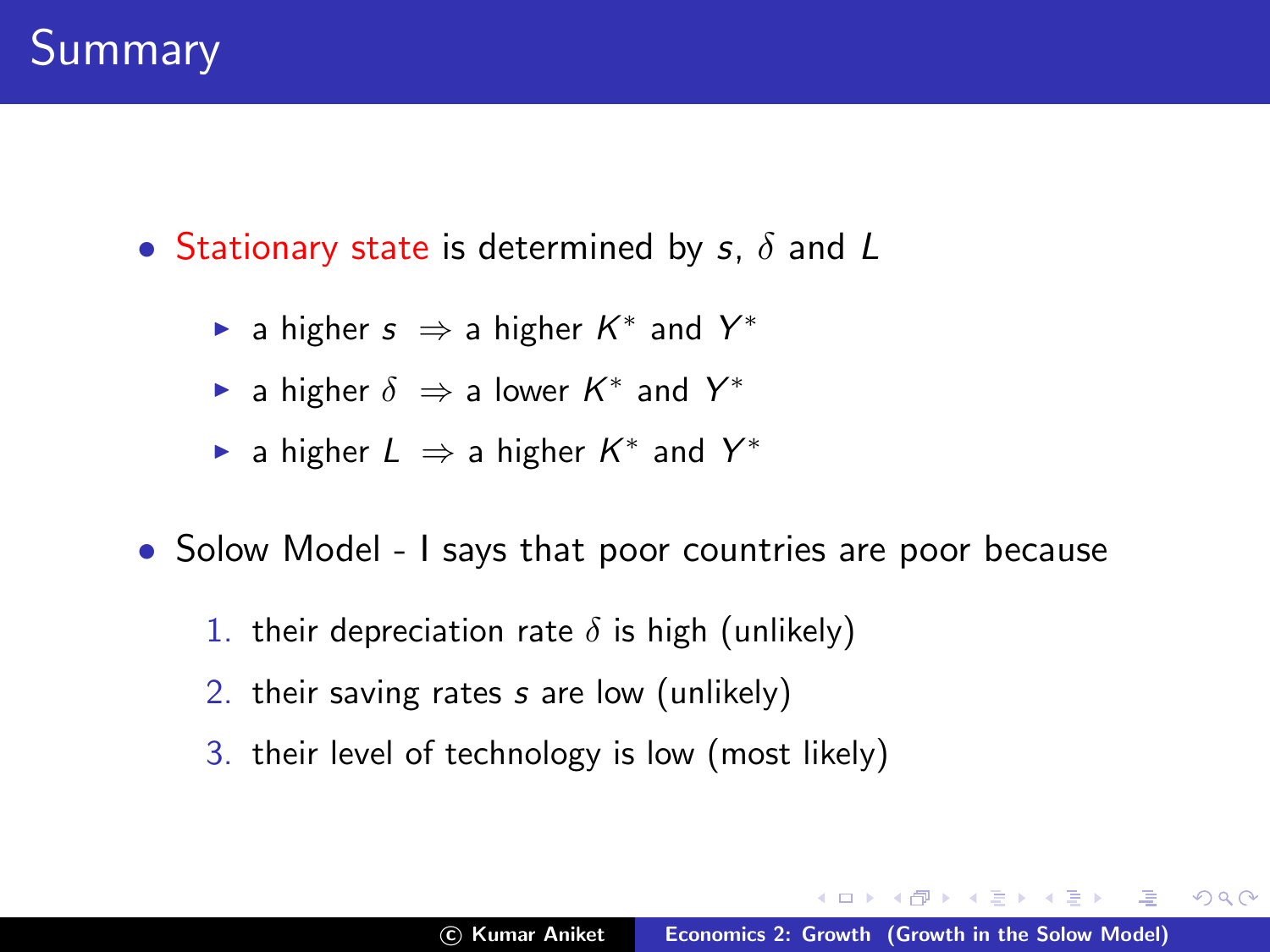## Summary

- Stationary state is determined by $s$, $\delta$ and $L$
  - a higher $s \Rightarrow$ a higher $K^*$ and $Y^*$
  - a higher $\delta \Rightarrow$ a lower $K^*$ and $Y^*$
  - a higher $L \Rightarrow$ a higher $K^*$ and $Y^*$
- Solow Model - I says that poor countries are poor because
  1. their depreciation rate $\delta$ is high (unlikely)
  2. their saving rates $s$ are low (unlikely)
  3. their level of technology is low (most likely)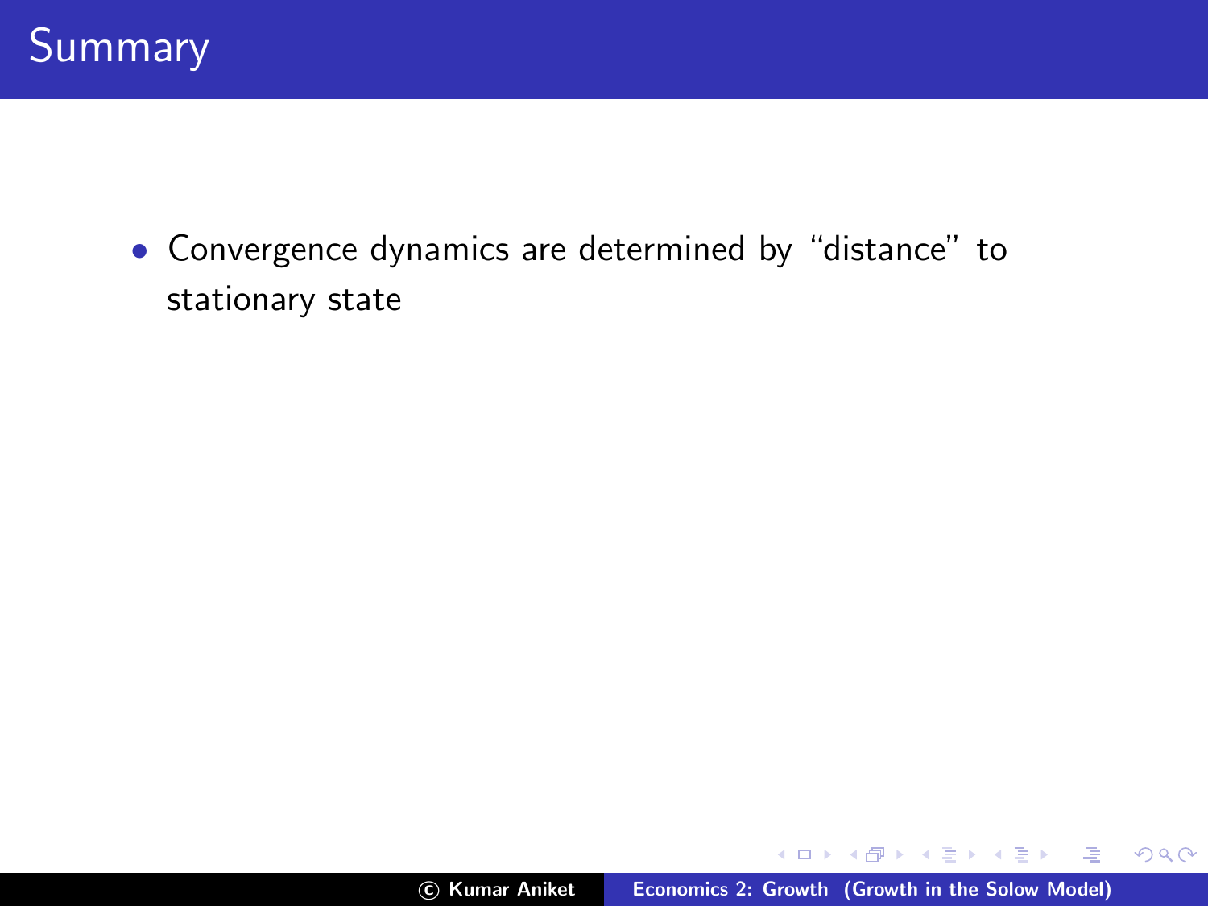# Summary

- Convergence dynamics are determined by “distance” to stationary state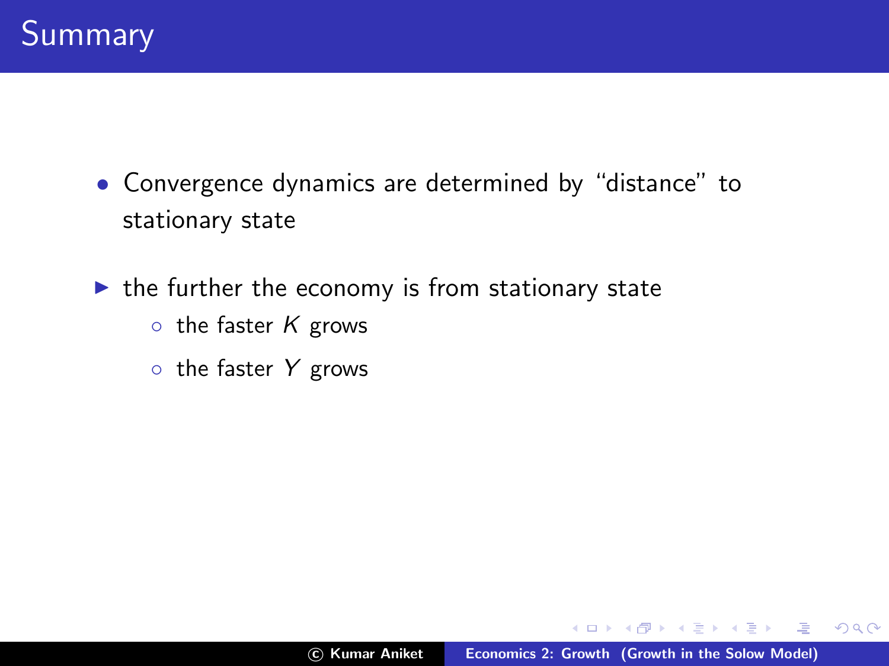# Summary

- Convergence dynamics are determined by "distance" to stationary state

- the further the economy is from stationary state
  - the faster $K$ grows
  - the faster $Y$ grows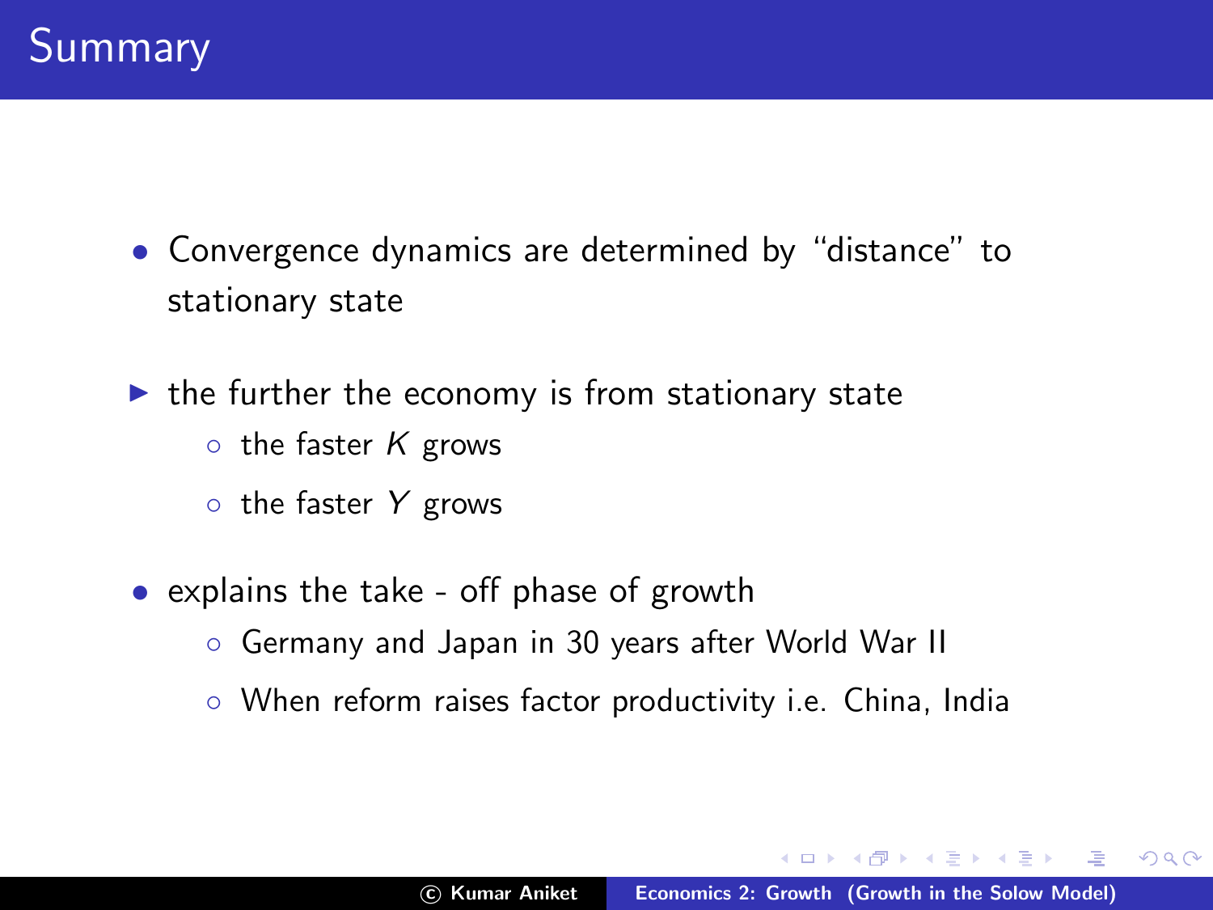## Summary

- Convergence dynamics are determined by "distance" to stationary state
- the further the economy is from stationary state
  - the faster $K$ grows
  - the faster $Y$ grows
- explains the take - off phase of growth
  - Germany and Japan in 30 years after World War II
  - When reform raises factor productivity i.e. China, India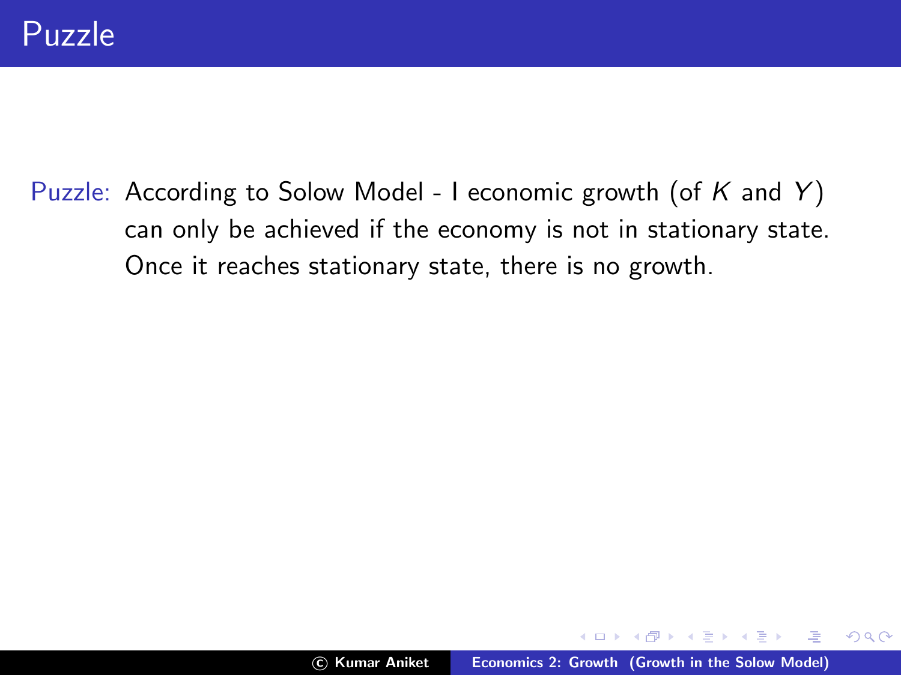# Puzzle

Puzzle: According to Solow Model - I economic growth (of $K$ and $Y$) can only be achieved if the economy is not in stationary state. Once it reaches stationary state, there is no growth.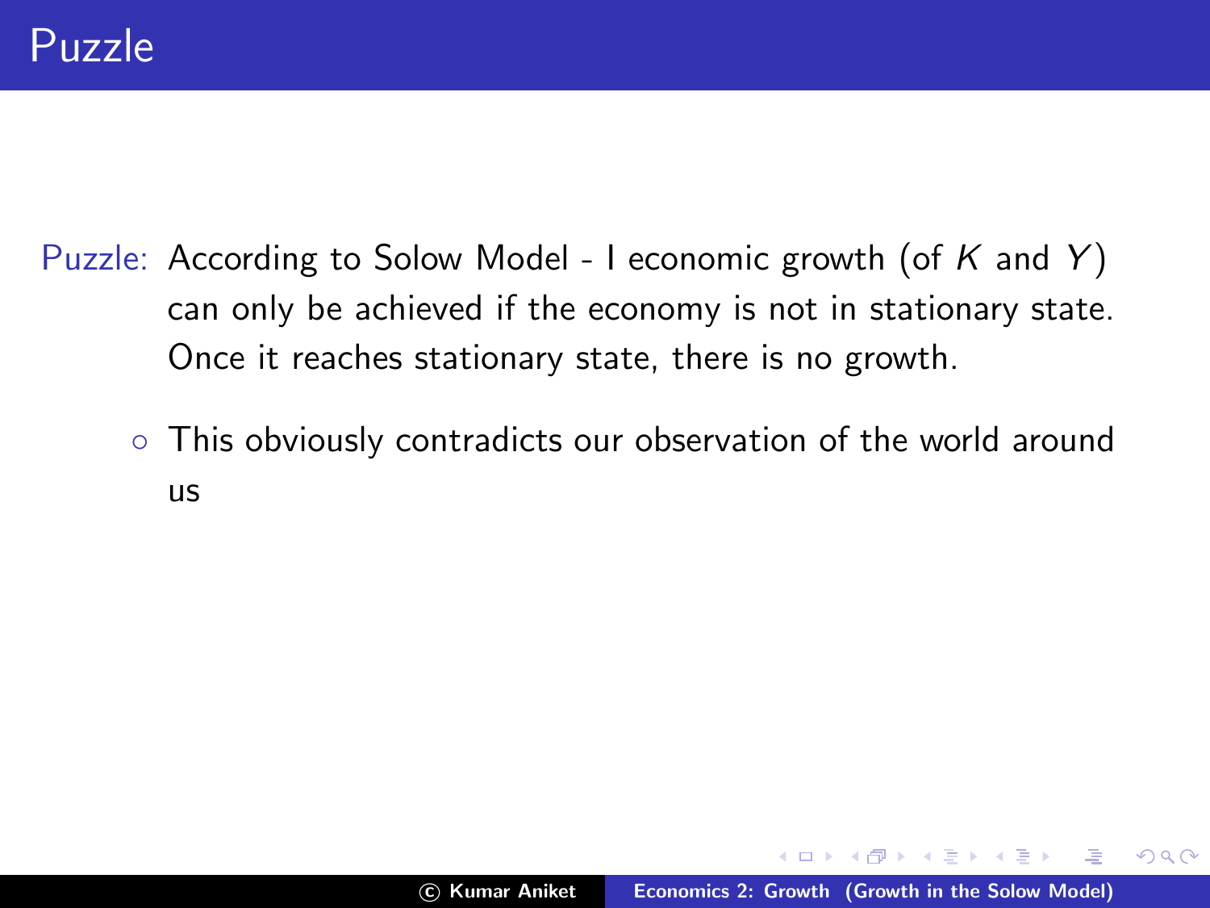# Puzzle

**Puzzle:** According to Solow Model - I economic growth (of $K$ and $Y$) can only be achieved if the economy is not in stationary state. Once it reaches stationary state, there is no growth.

- This obviously contradicts our observation of the world around us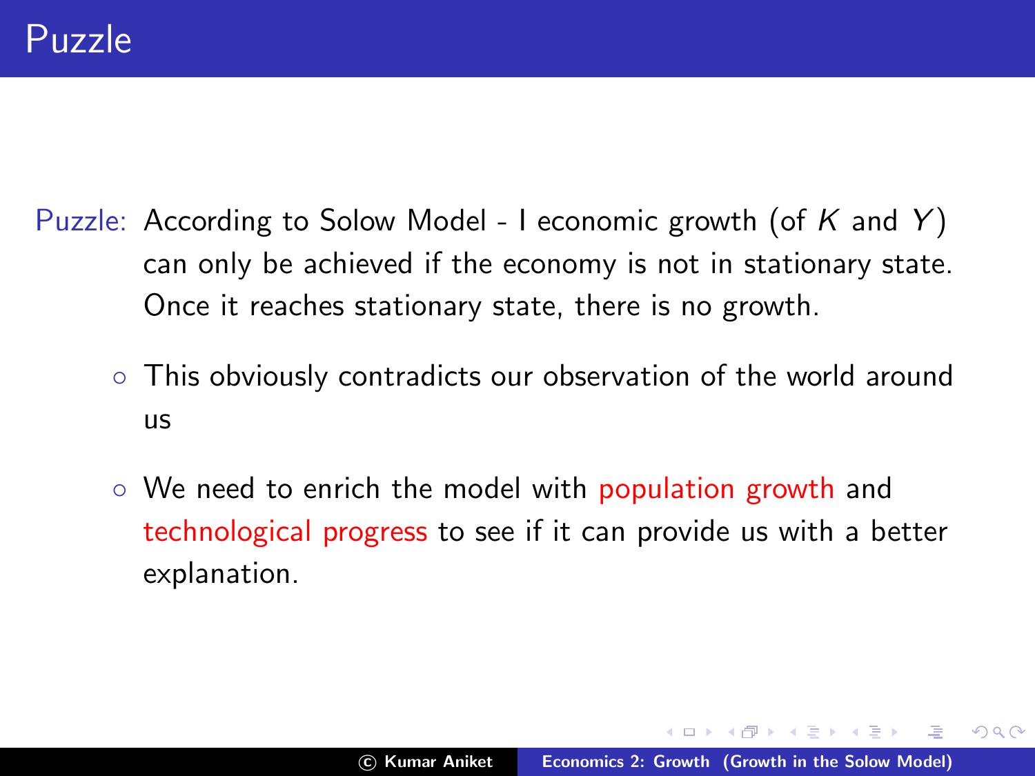# Puzzle

**Puzzle:** According to Solow Model - I economic growth (of $K$ and $Y$) can only be achieved if the economy is not in stationary state. Once it reaches stationary state, there is no growth.

- This obviously contradicts our observation of the world around us
- We need to enrich the model with population growth and technological progress to see if it can provide us with a better explanation.